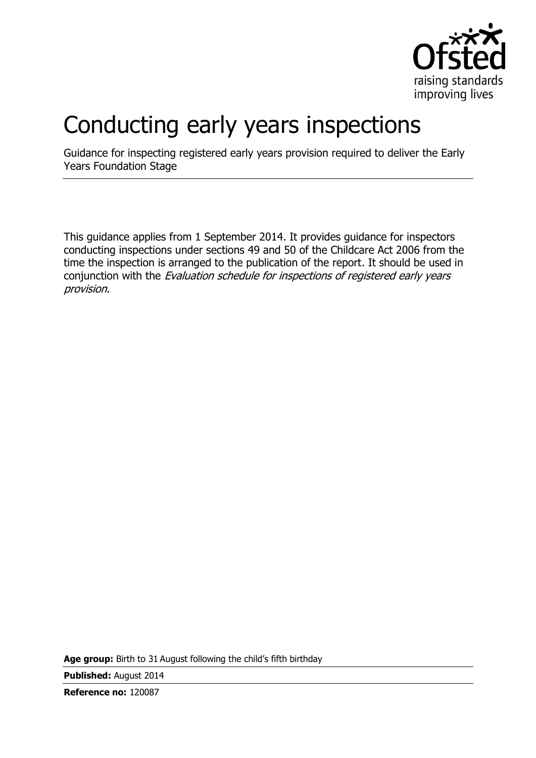# Conducting early years inspections

Guidance for inspecting registered early years provision required to deliver the Early Years Foundation Stage

This guidance applies from 1 September 2014. It provides guidance for inspectors conducting inspections under sections 49 and 50 of the Childcare Act 2006 from the time the inspection is arranged to the publication of the report. It should be used in conjunction with the *Evaluation schedule for inspections of registered early years provision*.

**Age group:** Birth to 31 August following the child's fifth birthday

**Published:** August 2014

**Reference no:** 120087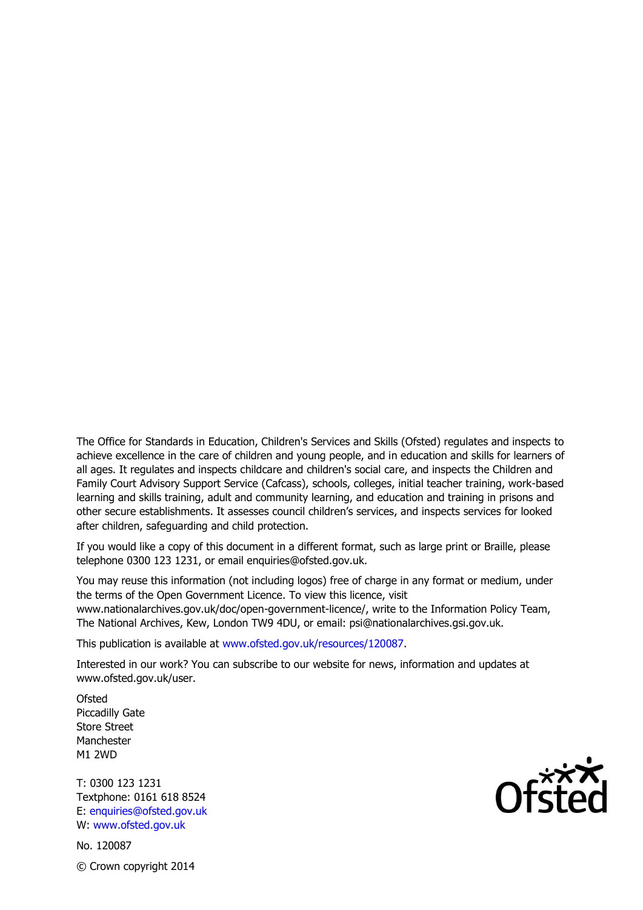The Office for Standards in Education, Children's Services and Skills (Ofsted) regulates and inspects to achieve excellence in the care of children and young people, and in education and skills for learners of all ages. It regulates and inspects childcare and children's social care, and inspects the Children and Family Court Advisory Support Service (Cafcass), schools, colleges, initial teacher training, work-based learning and skills training, adult and community learning, and education and training in prisons and other secure establishments. It assesses council children's services, and inspects services for looked after children, safeguarding and child protection.

If you would like a copy of this document in a different format, such as large print or Braille, please telephone 0300 123 1231, or email enquiries@ofsted.gov.uk.

You may reuse this information (not including logos) free of charge in any format or medium, under the terms of the Open Government Licence. To view this licence, visit www.nationalarchives.gov.uk/doc/open-government-licence/, write to the Information Policy Team, The National Archives, Kew, London TW9 4DU, or email: psi@nationalarchives.gsi.gov.uk.

This publication is available at www.ofsted.gov.uk/resources/120087.

Interested in our work? You can subscribe to our website for news, information and updates at www.ofsted.gov.uk/user.

Ofsted  
Piccadilly Gate  
Store Street  
Manchester  
M1 2WD

T: 0300 123 1231  
Textphone: 0161 618 8524  
E: enquiries@ofsted.gov.uk  
W: www.ofsted.gov.uk

No. 120087

© Crown copyright 2014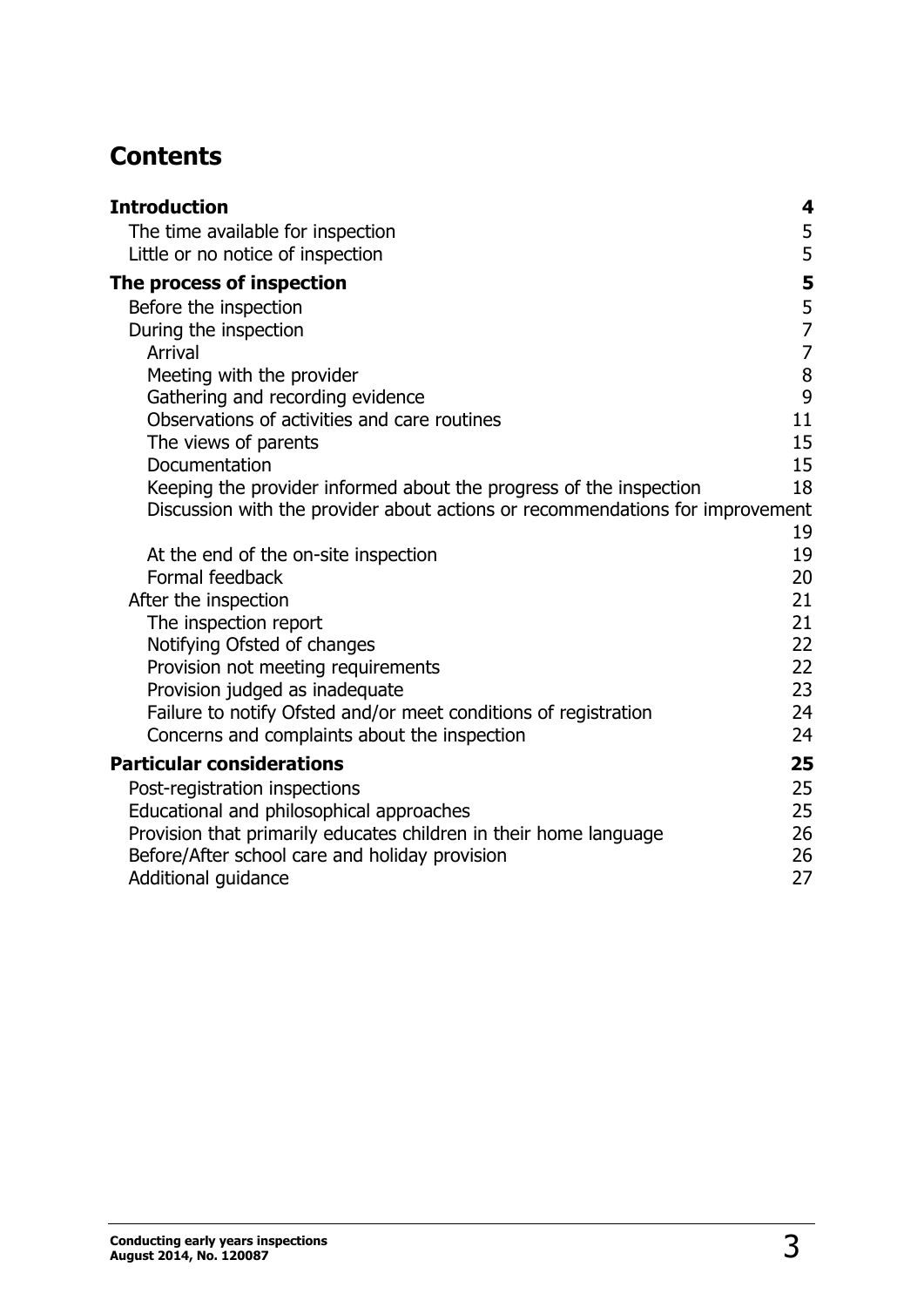## Contents

| | |
|---|---|
| **Introduction** | **4** |
| The time available for inspection | 5 |
| Little or no notice of inspection | 5 |
| **The process of inspection** | **5** |
| Before the inspection | 5 |
| During the inspection | 7 |
| Arrival | 7 |
| Meeting with the provider | 8 |
| Gathering and recording evidence | 9 |
| Observations of activities and care routines | 11 |
| The views of parents | 15 |
| Documentation | 15 |
| Keeping the provider informed about the progress of the inspection | 18 |
| Discussion with the provider about actions or recommendations for improvement | 19 |
| At the end of the on-site inspection | 19 |
| Formal feedback | 20 |
| After the inspection | 21 |
| The inspection report | 21 |
| Notifying Ofsted of changes | 22 |
| Provision not meeting requirements | 22 |
| Provision judged as inadequate | 23 |
| Failure to notify Ofsted and/or meet conditions of registration | 24 |
| Concerns and complaints about the inspection | 24 |
| **Particular considerations** | **25** |
| Post-registration inspections | 25 |
| Educational and philosophical approaches | 25 |
| Provision that primarily educates children in their home language | 26 |
| Before/After school care and holiday provision | 26 |
| Additional guidance | 27 |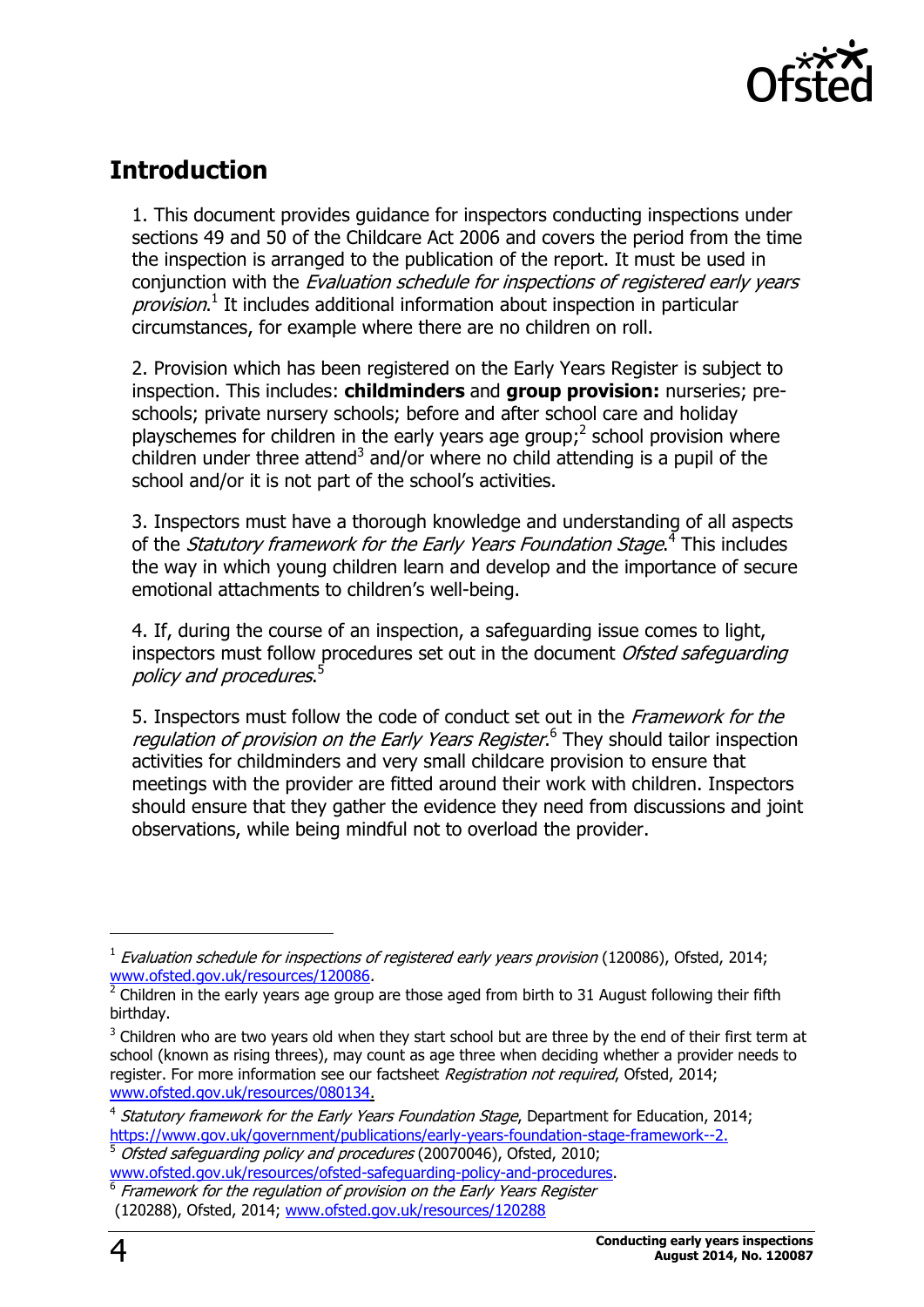## Introduction

1. This document provides guidance for inspectors conducting inspections under sections 49 and 50 of the Childcare Act 2006 and covers the period from the time the inspection is arranged to the publication of the report. It must be used in conjunction with the *Evaluation schedule for inspections of registered early years provision*.[1] It includes additional information about inspection in particular circumstances, for example where there are no children on roll.

2. Provision which has been registered on the Early Years Register is subject to inspection. This includes: **childminders** and **group provision:** nurseries; pre-schools; private nursery schools; before and after school care and holiday playschemes for children in the early years age group;[2] school provision where children under three attend[3] and/or where no child attending is a pupil of the school and/or it is not part of the school's activities.

3. Inspectors must have a thorough knowledge and understanding of all aspects of the *Statutory framework for the Early Years Foundation Stage*.[4] This includes the way in which young children learn and develop and the importance of secure emotional attachments to children's well-being.

4. If, during the course of an inspection, a safeguarding issue comes to light, inspectors must follow procedures set out in the document *Ofsted safeguarding policy and procedures*.[5]

5. Inspectors must follow the code of conduct set out in the *Framework for the regulation of provision on the Early Years Register*.[6] They should tailor inspection activities for childminders and very small childcare provision to ensure that meetings with the provider are fitted around their work with children. Inspectors should ensure that they gather the evidence they need from discussions and joint observations, while being mindful not to overload the provider.

---

[1] *Evaluation schedule for inspections of registered early years provision* (120086), Ofsted, 2014; www.ofsted.gov.uk/resources/120086.

[2] Children in the early years age group are those aged from birth to 31 August following their fifth birthday.

[3] Children who are two years old when they start school but are three by the end of their first term at school (known as rising threes), may count as age three when deciding whether a provider needs to register. For more information see our factsheet *Registration not required*, Ofsted, 2014; www.ofsted.gov.uk/resources/080134.

[4] *Statutory framework for the Early Years Foundation Stage*, Department for Education, 2014; https://www.gov.uk/government/publications/early-years-foundation-stage-framework--2.

[5] *Ofsted safeguarding policy and procedures* (20070046), Ofsted, 2010; www.ofsted.gov.uk/resources/ofsted-safeguarding-policy-and-procedures.

[6] *Framework for the regulation of provision on the Early Years Register* (120288), Ofsted, 2014; www.ofsted.gov.uk/resources/120288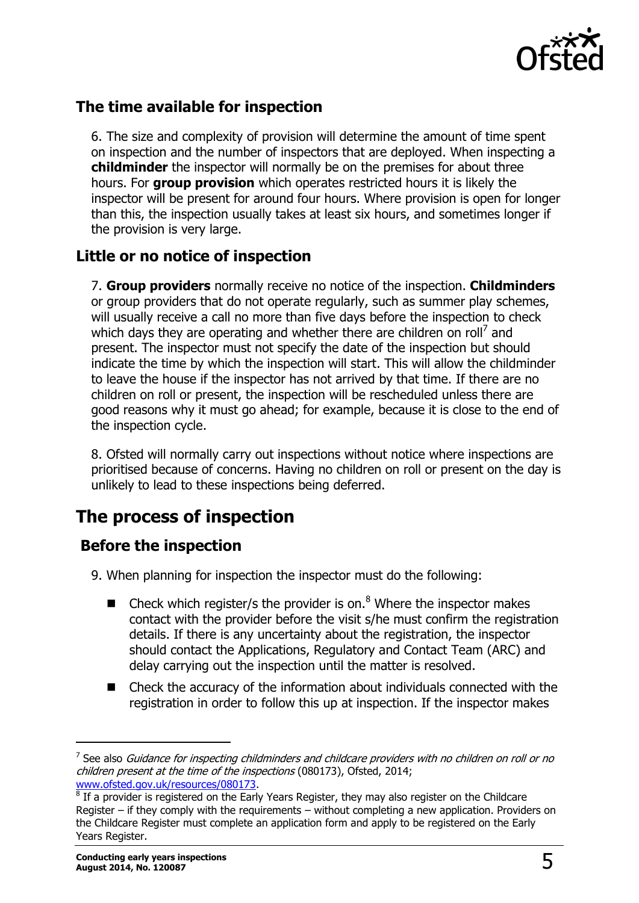## The time available for inspection

6. The size and complexity of provision will determine the amount of time spent on inspection and the number of inspectors that are deployed. When inspecting a **childminder** the inspector will normally be on the premises for about three hours. For **group provision** which operates restricted hours it is likely the inspector will be present for around four hours. Where provision is open for longer than this, the inspection usually takes at least six hours, and sometimes longer if the provision is very large.

## Little or no notice of inspection

7. **Group providers** normally receive no notice of the inspection. **Childminders** or group providers that do not operate regularly, such as summer play schemes, will usually receive a call no more than five days before the inspection to check which days they are operating and whether there are children on roll[7] and present. The inspector must not specify the date of the inspection but should indicate the time by which the inspection will start. This will allow the childminder to leave the house if the inspector has not arrived by that time. If there are no children on roll or present, the inspection will be rescheduled unless there are good reasons why it must go ahead; for example, because it is close to the end of the inspection cycle.

8. Ofsted will normally carry out inspections without notice where inspections are prioritised because of concerns. Having no children on roll or present on the day is unlikely to lead to these inspections being deferred.

# The process of inspection

## Before the inspection

9. When planning for inspection the inspector must do the following:

- Check which register/s the provider is on.[8] Where the inspector makes contact with the provider before the visit s/he must confirm the registration details. If there is any uncertainty about the registration, the inspector should contact the Applications, Regulatory and Contact Team (ARC) and delay carrying out the inspection until the matter is resolved.
- Check the accuracy of the information about individuals connected with the registration in order to follow this up at inspection. If the inspector makes

---

[7] See also *Guidance for inspecting childminders and childcare providers with no children on roll or no children present at the time of the inspections* (080173), Ofsted, 2014; www.ofsted.gov.uk/resources/080173.

[8] If a provider is registered on the Early Years Register, they may also register on the Childcare Register – if they comply with the requirements – without completing a new application. Providers on the Childcare Register must complete an application form and apply to be registered on the Early Years Register.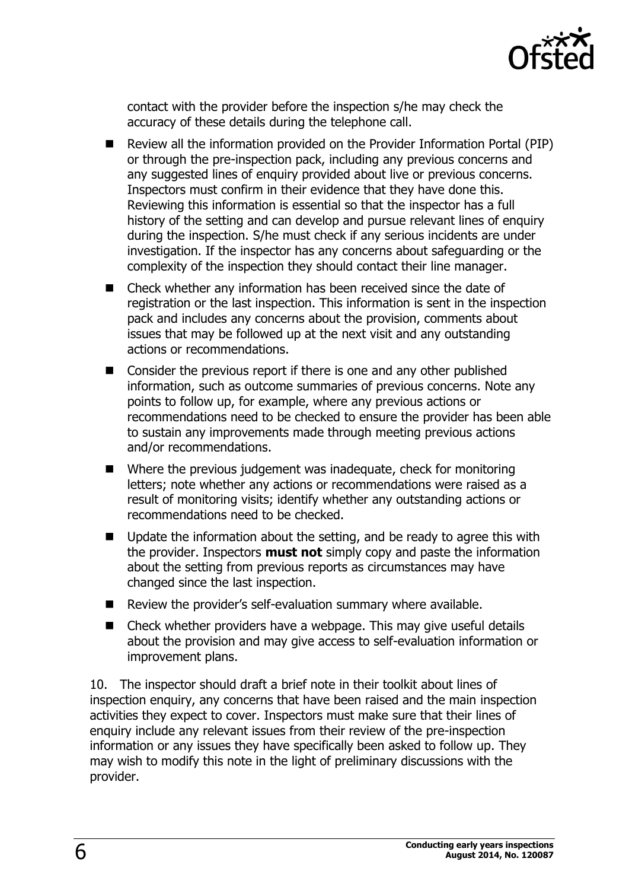contact with the provider before the inspection s/he may check the accuracy of these details during the telephone call.

- Review all the information provided on the Provider Information Portal (PIP) or through the pre-inspection pack, including any previous concerns and any suggested lines of enquiry provided about live or previous concerns. Inspectors must confirm in their evidence that they have done this. Reviewing this information is essential so that the inspector has a full history of the setting and can develop and pursue relevant lines of enquiry during the inspection. S/he must check if any serious incidents are under investigation. If the inspector has any concerns about safeguarding or the complexity of the inspection they should contact their line manager.
- Check whether any information has been received since the date of registration or the last inspection. This information is sent in the inspection pack and includes any concerns about the provision, comments about issues that may be followed up at the next visit and any outstanding actions or recommendations.
- Consider the previous report if there is one and any other published information, such as outcome summaries of previous concerns. Note any points to follow up, for example, where any previous actions or recommendations need to be checked to ensure the provider has been able to sustain any improvements made through meeting previous actions and/or recommendations.
- Where the previous judgement was inadequate, check for monitoring letters; note whether any actions or recommendations were raised as a result of monitoring visits; identify whether any outstanding actions or recommendations need to be checked.
- Update the information about the setting, and be ready to agree this with the provider. Inspectors **must not** simply copy and paste the information about the setting from previous reports as circumstances may have changed since the last inspection.
- Review the provider's self-evaluation summary where available.
- Check whether providers have a webpage. This may give useful details about the provision and may give access to self-evaluation information or improvement plans.

10. The inspector should draft a brief note in their toolkit about lines of inspection enquiry, any concerns that have been raised and the main inspection activities they expect to cover. Inspectors must make sure that their lines of enquiry include any relevant issues from their review of the pre-inspection information or any issues they have specifically been asked to follow up. They may wish to modify this note in the light of preliminary discussions with the provider.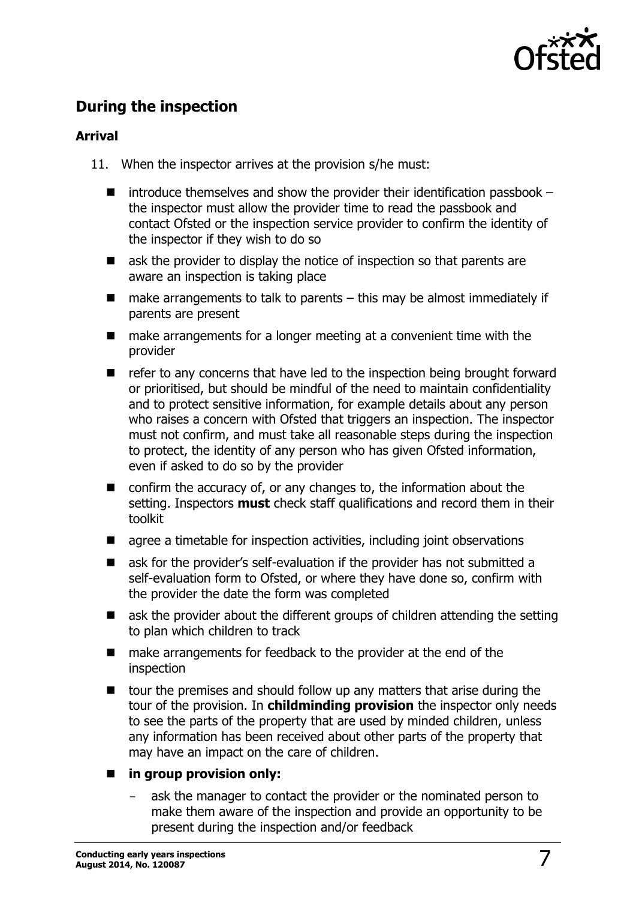## During the inspection

### Arrival

11. When the inspector arrives at the provision s/he must:

- introduce themselves and show the provider their identification passbook – the inspector must allow the provider time to read the passbook and contact Ofsted or the inspection service provider to confirm the identity of the inspector if they wish to do so
- ask the provider to display the notice of inspection so that parents are aware an inspection is taking place
- make arrangements to talk to parents – this may be almost immediately if parents are present
- make arrangements for a longer meeting at a convenient time with the provider
- refer to any concerns that have led to the inspection being brought forward or prioritised, but should be mindful of the need to maintain confidentiality and to protect sensitive information, for example details about any person who raises a concern with Ofsted that triggers an inspection. The inspector must not confirm, and must take all reasonable steps during the inspection to protect, the identity of any person who has given Ofsted information, even if asked to do so by the provider
- confirm the accuracy of, or any changes to, the information about the setting. Inspectors **must** check staff qualifications and record them in their toolkit
- agree a timetable for inspection activities, including joint observations
- ask for the provider's self-evaluation if the provider has not submitted a self-evaluation form to Ofsted, or where they have done so, confirm with the provider the date the form was completed
- ask the provider about the different groups of children attending the setting to plan which children to track
- make arrangements for feedback to the provider at the end of the inspection
- tour the premises and should follow up any matters that arise during the tour of the provision. In **childminding provision** the inspector only needs to see the parts of the property that are used by minded children, unless any information has been received about other parts of the property that may have an impact on the care of children.
- **in group provision only:**
  - ask the manager to contact the provider or the nominated person to make them aware of the inspection and provide an opportunity to be present during the inspection and/or feedback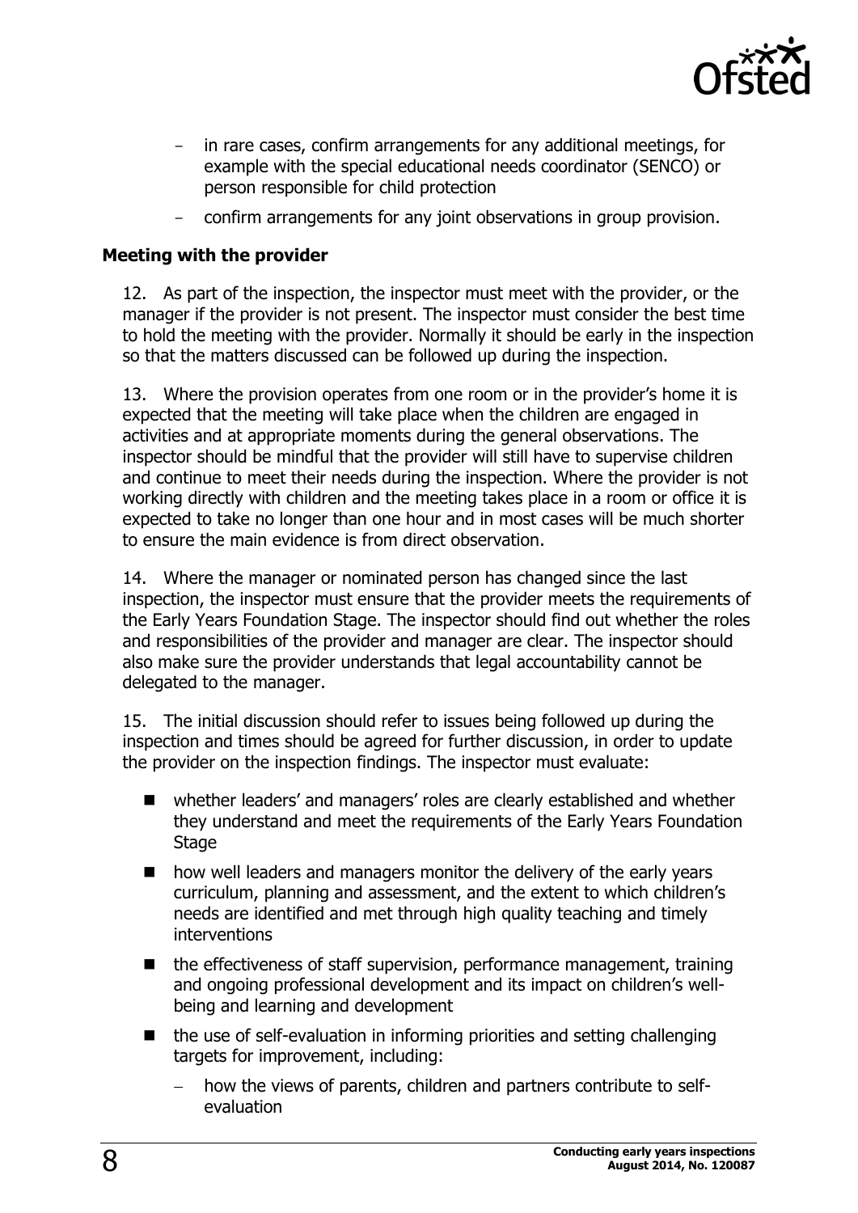- in rare cases, confirm arrangements for any additional meetings, for example with the special educational needs coordinator (SENCO) or person responsible for child protection
  - confirm arrangements for any joint observations in group provision.

### Meeting with the provider

12. As part of the inspection, the inspector must meet with the provider, or the manager if the provider is not present. The inspector must consider the best time to hold the meeting with the provider. Normally it should be early in the inspection so that the matters discussed can be followed up during the inspection.

13. Where the provision operates from one room or in the provider's home it is expected that the meeting will take place when the children are engaged in activities and at appropriate moments during the general observations. The inspector should be mindful that the provider will still have to supervise children and continue to meet their needs during the inspection. Where the provider is not working directly with children and the meeting takes place in a room or office it is expected to take no longer than one hour and in most cases will be much shorter to ensure the main evidence is from direct observation.

14. Where the manager or nominated person has changed since the last inspection, the inspector must ensure that the provider meets the requirements of the Early Years Foundation Stage. The inspector should find out whether the roles and responsibilities of the provider and manager are clear. The inspector should also make sure the provider understands that legal accountability cannot be delegated to the manager.

15. The initial discussion should refer to issues being followed up during the inspection and times should be agreed for further discussion, in order to update the provider on the inspection findings. The inspector must evaluate:

- whether leaders' and managers' roles are clearly established and whether they understand and meet the requirements of the Early Years Foundation Stage
- how well leaders and managers monitor the delivery of the early years curriculum, planning and assessment, and the extent to which children's needs are identified and met through high quality teaching and timely interventions
- the effectiveness of staff supervision, performance management, training and ongoing professional development and its impact on children's well-being and learning and development
- the use of self-evaluation in informing priorities and setting challenging targets for improvement, including:
  - how the views of parents, children and partners contribute to self-evaluation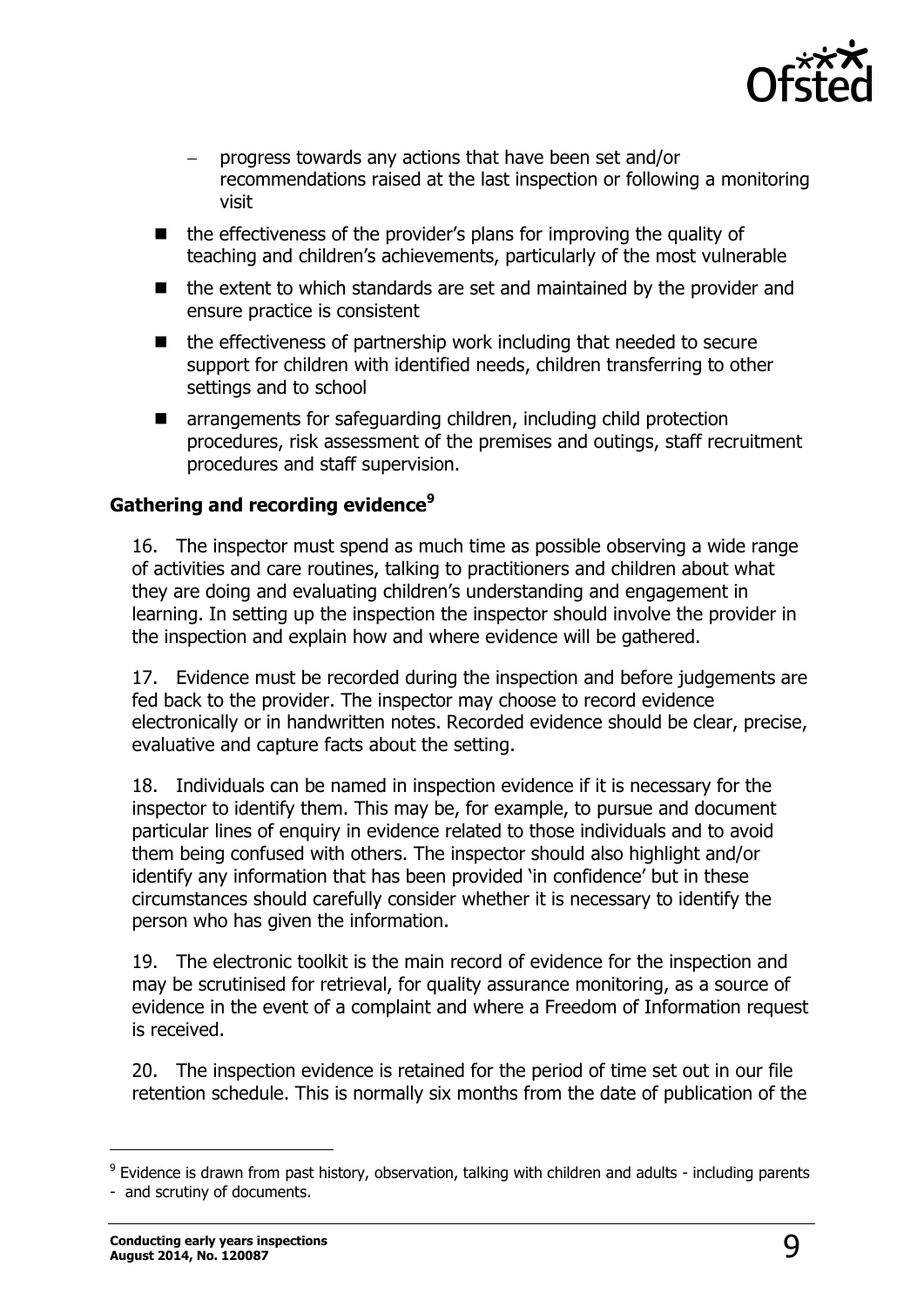- progress towards any actions that have been set and/or recommendations raised at the last inspection or following a monitoring visit
- the effectiveness of the provider's plans for improving the quality of teaching and children's achievements, particularly of the most vulnerable
- the extent to which standards are set and maintained by the provider and ensure practice is consistent
- the effectiveness of partnership work including that needed to secure support for children with identified needs, children transferring to other settings and to school
- arrangements for safeguarding children, including child protection procedures, risk assessment of the premises and outings, staff recruitment procedures and staff supervision.

### Gathering and recording evidence[9]

16. The inspector must spend as much time as possible observing a wide range of activities and care routines, talking to practitioners and children about what they are doing and evaluating children's understanding and engagement in learning. In setting up the inspection the inspector should involve the provider in the inspection and explain how and where evidence will be gathered.

17. Evidence must be recorded during the inspection and before judgements are fed back to the provider. The inspector may choose to record evidence electronically or in handwritten notes. Recorded evidence should be clear, precise, evaluative and capture facts about the setting.

18. Individuals can be named in inspection evidence if it is necessary for the inspector to identify them. This may be, for example, to pursue and document particular lines of enquiry in evidence related to those individuals and to avoid them being confused with others. The inspector should also highlight and/or identify any information that has been provided 'in confidence' but in these circumstances should carefully consider whether it is necessary to identify the person who has given the information.

19. The electronic toolkit is the main record of evidence for the inspection and may be scrutinised for retrieval, for quality assurance monitoring, as a source of evidence in the event of a complaint and where a Freedom of Information request is received.

20. The inspection evidence is retained for the period of time set out in our file retention schedule. This is normally six months from the date of publication of the

[9] Evidence is drawn from past history, observation, talking with children and adults - including parents - and scrutiny of documents.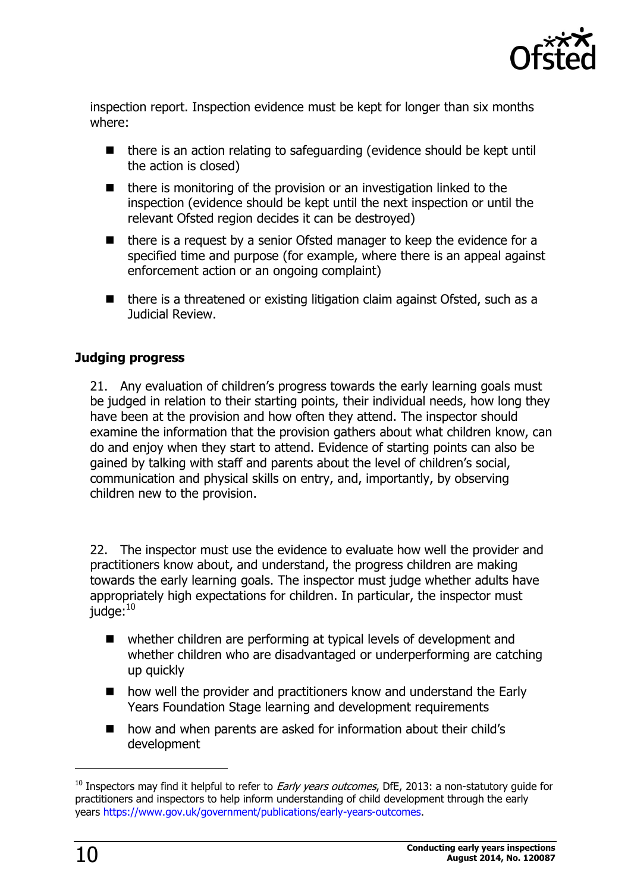inspection report. Inspection evidence must be kept for longer than six months where:

- there is an action relating to safeguarding (evidence should be kept until the action is closed)
- there is monitoring of the provision or an investigation linked to the inspection (evidence should be kept until the next inspection or until the relevant Ofsted region decides it can be destroyed)
- there is a request by a senior Ofsted manager to keep the evidence for a specified time and purpose (for example, where there is an appeal against enforcement action or an ongoing complaint)
- there is a threatened or existing litigation claim against Ofsted, such as a Judicial Review.

### Judging progress

21. Any evaluation of children's progress towards the early learning goals must be judged in relation to their starting points, their individual needs, how long they have been at the provision and how often they attend. The inspector should examine the information that the provision gathers about what children know, can do and enjoy when they start to attend. Evidence of starting points can also be gained by talking with staff and parents about the level of children's social, communication and physical skills on entry, and, importantly, by observing children new to the provision.

22. The inspector must use the evidence to evaluate how well the provider and practitioners know about, and understand, the progress children are making towards the early learning goals. The inspector must judge whether adults have appropriately high expectations for children. In particular, the inspector must judge:[10]

- whether children are performing at typical levels of development and whether children who are disadvantaged or underperforming are catching up quickly
- how well the provider and practitioners know and understand the Early Years Foundation Stage learning and development requirements
- how and when parents are asked for information about their child's development

---

[10] Inspectors may find it helpful to refer to *Early years outcomes*, DfE, 2013: a non-statutory guide for practitioners and inspectors to help inform understanding of child development through the early years https://www.gov.uk/government/publications/early-years-outcomes.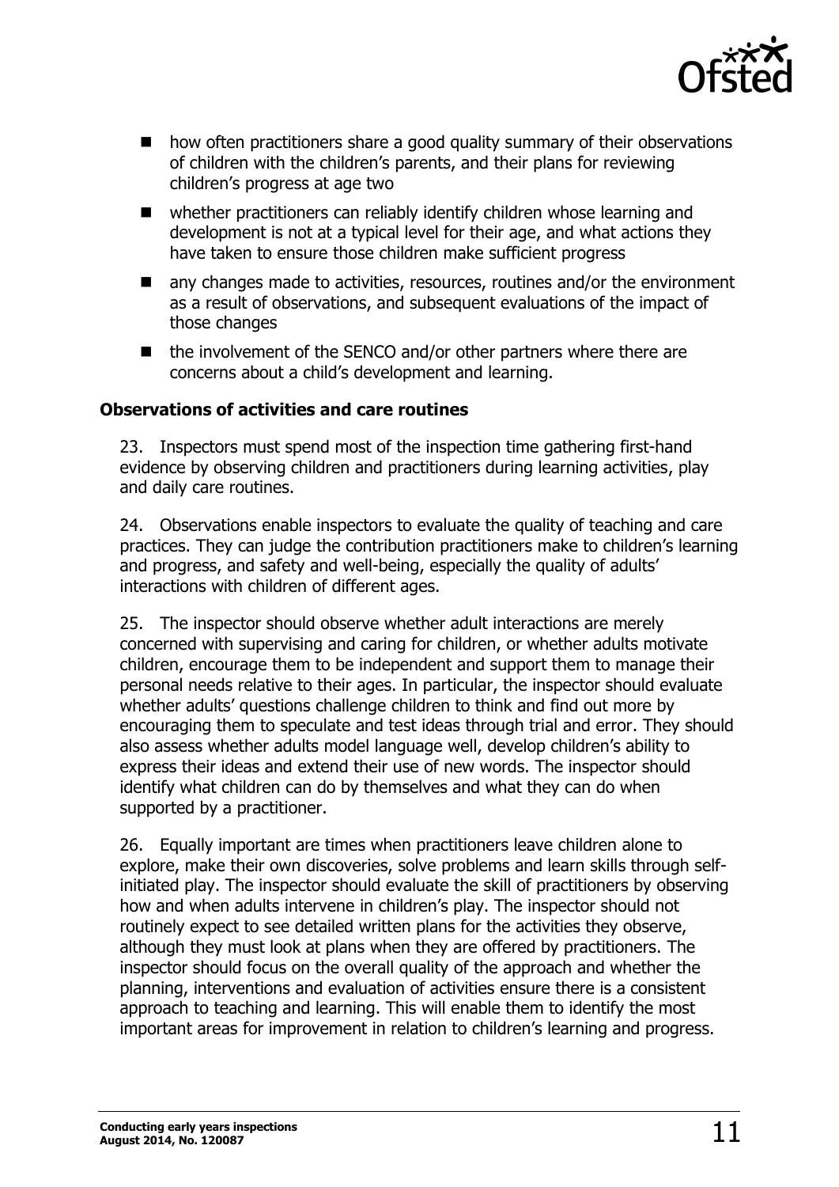- how often practitioners share a good quality summary of their observations of children with the children's parents, and their plans for reviewing children's progress at age two
- whether practitioners can reliably identify children whose learning and development is not at a typical level for their age, and what actions they have taken to ensure those children make sufficient progress
- any changes made to activities, resources, routines and/or the environment as a result of observations, and subsequent evaluations of the impact of those changes
- the involvement of the SENCO and/or other partners where there are concerns about a child's development and learning.

**Observations of activities and care routines**

23. Inspectors must spend most of the inspection time gathering first-hand evidence by observing children and practitioners during learning activities, play and daily care routines.

24. Observations enable inspectors to evaluate the quality of teaching and care practices. They can judge the contribution practitioners make to children's learning and progress, and safety and well-being, especially the quality of adults' interactions with children of different ages.

25. The inspector should observe whether adult interactions are merely concerned with supervising and caring for children, or whether adults motivate children, encourage them to be independent and support them to manage their personal needs relative to their ages. In particular, the inspector should evaluate whether adults' questions challenge children to think and find out more by encouraging them to speculate and test ideas through trial and error. They should also assess whether adults model language well, develop children's ability to express their ideas and extend their use of new words. The inspector should identify what children can do by themselves and what they can do when supported by a practitioner.

26. Equally important are times when practitioners leave children alone to explore, make their own discoveries, solve problems and learn skills through self-initiated play. The inspector should evaluate the skill of practitioners by observing how and when adults intervene in children's play. The inspector should not routinely expect to see detailed written plans for the activities they observe, although they must look at plans when they are offered by practitioners. The inspector should focus on the overall quality of the approach and whether the planning, interventions and evaluation of activities ensure there is a consistent approach to teaching and learning. This will enable them to identify the most important areas for improvement in relation to children's learning and progress.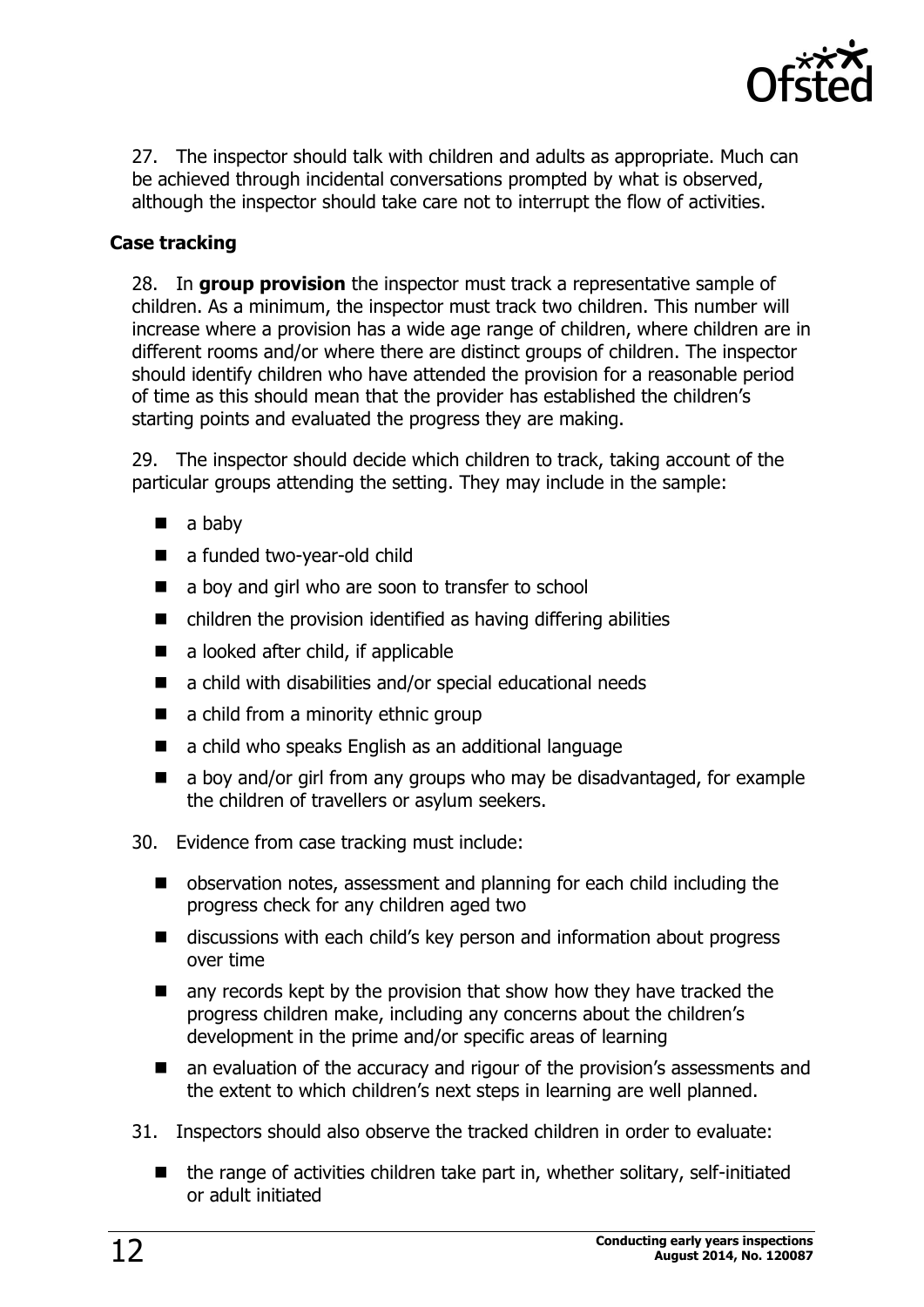27. The inspector should talk with children and adults as appropriate. Much can be achieved through incidental conversations prompted by what is observed, although the inspector should take care not to interrupt the flow of activities.

### Case tracking

28. In **group provision** the inspector must track a representative sample of children. As a minimum, the inspector must track two children. This number will increase where a provision has a wide age range of children, where children are in different rooms and/or where there are distinct groups of children. The inspector should identify children who have attended the provision for a reasonable period of time as this should mean that the provider has established the children's starting points and evaluated the progress they are making.

29. The inspector should decide which children to track, taking account of the particular groups attending the setting. They may include in the sample:

- a baby
- a funded two-year-old child
- a boy and girl who are soon to transfer to school
- children the provision identified as having differing abilities
- a looked after child, if applicable
- a child with disabilities and/or special educational needs
- a child from a minority ethnic group
- a child who speaks English as an additional language
- a boy and/or girl from any groups who may be disadvantaged, for example the children of travellers or asylum seekers.

30. Evidence from case tracking must include:

- observation notes, assessment and planning for each child including the progress check for any children aged two
- discussions with each child's key person and information about progress over time
- any records kept by the provision that show how they have tracked the progress children make, including any concerns about the children's development in the prime and/or specific areas of learning
- an evaluation of the accuracy and rigour of the provision's assessments and the extent to which children's next steps in learning are well planned.

31. Inspectors should also observe the tracked children in order to evaluate:

- the range of activities children take part in, whether solitary, self-initiated or adult initiated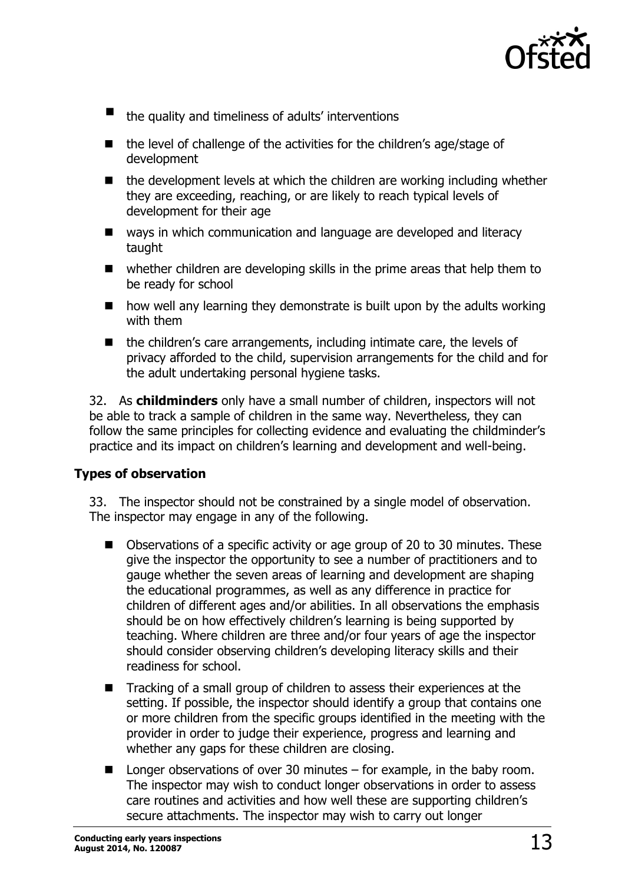- the quality and timeliness of adults' interventions
- the level of challenge of the activities for the children's age/stage of development
- the development levels at which the children are working including whether they are exceeding, reaching, or are likely to reach typical levels of development for their age
- ways in which communication and language are developed and literacy taught
- whether children are developing skills in the prime areas that help them to be ready for school
- how well any learning they demonstrate is built upon by the adults working with them
- the children's care arrangements, including intimate care, the levels of privacy afforded to the child, supervision arrangements for the child and for the adult undertaking personal hygiene tasks.

32. As **childminders** only have a small number of children, inspectors will not be able to track a sample of children in the same way. Nevertheless, they can follow the same principles for collecting evidence and evaluating the childminder's practice and its impact on children's learning and development and well-being.

### Types of observation

33. The inspector should not be constrained by a single model of observation. The inspector may engage in any of the following.

- Observations of a specific activity or age group of 20 to 30 minutes. These give the inspector the opportunity to see a number of practitioners and to gauge whether the seven areas of learning and development are shaping the educational programmes, as well as any difference in practice for children of different ages and/or abilities. In all observations the emphasis should be on how effectively children's learning is being supported by teaching. Where children are three and/or four years of age the inspector should consider observing children's developing literacy skills and their readiness for school.
- Tracking of a small group of children to assess their experiences at the setting. If possible, the inspector should identify a group that contains one or more children from the specific groups identified in the meeting with the provider in order to judge their experience, progress and learning and whether any gaps for these children are closing.
- Longer observations of over 30 minutes – for example, in the baby room. The inspector may wish to conduct longer observations in order to assess care routines and activities and how well these are supporting children's secure attachments. The inspector may wish to carry out longer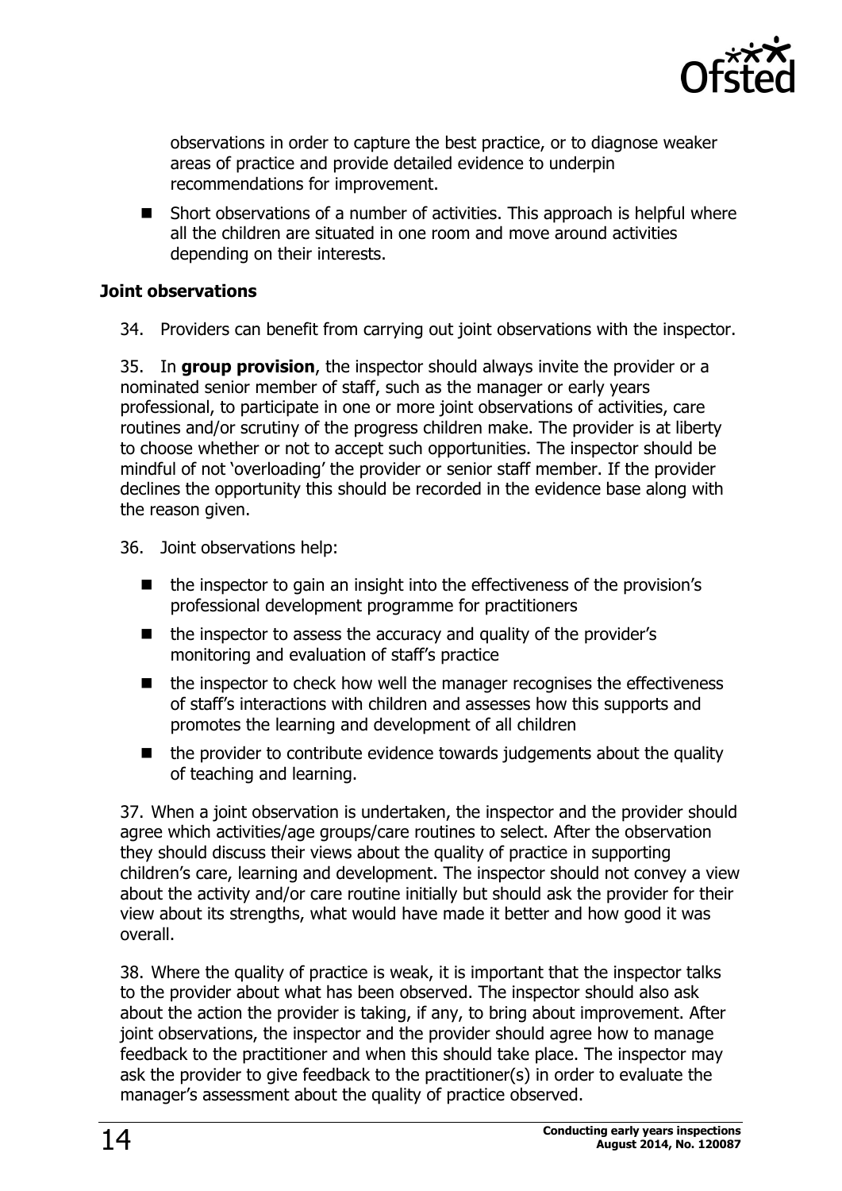observations in order to capture the best practice, or to diagnose weaker areas of practice and provide detailed evidence to underpin recommendations for improvement.

- Short observations of a number of activities. This approach is helpful where all the children are situated in one room and move around activities depending on their interests.

### Joint observations

34. Providers can benefit from carrying out joint observations with the inspector.

35. In **group provision**, the inspector should always invite the provider or a nominated senior member of staff, such as the manager or early years professional, to participate in one or more joint observations of activities, care routines and/or scrutiny of the progress children make. The provider is at liberty to choose whether or not to accept such opportunities. The inspector should be mindful of not 'overloading' the provider or senior staff member. If the provider declines the opportunity this should be recorded in the evidence base along with the reason given.

36. Joint observations help:

- the inspector to gain an insight into the effectiveness of the provision's professional development programme for practitioners
- the inspector to assess the accuracy and quality of the provider's monitoring and evaluation of staff's practice
- the inspector to check how well the manager recognises the effectiveness of staff's interactions with children and assesses how this supports and promotes the learning and development of all children
- the provider to contribute evidence towards judgements about the quality of teaching and learning.

37. When a joint observation is undertaken, the inspector and the provider should agree which activities/age groups/care routines to select. After the observation they should discuss their views about the quality of practice in supporting children's care, learning and development. The inspector should not convey a view about the activity and/or care routine initially but should ask the provider for their view about its strengths, what would have made it better and how good it was overall.

38. Where the quality of practice is weak, it is important that the inspector talks to the provider about what has been observed. The inspector should also ask about the action the provider is taking, if any, to bring about improvement. After joint observations, the inspector and the provider should agree how to manage feedback to the practitioner and when this should take place. The inspector may ask the provider to give feedback to the practitioner(s) in order to evaluate the manager's assessment about the quality of practice observed.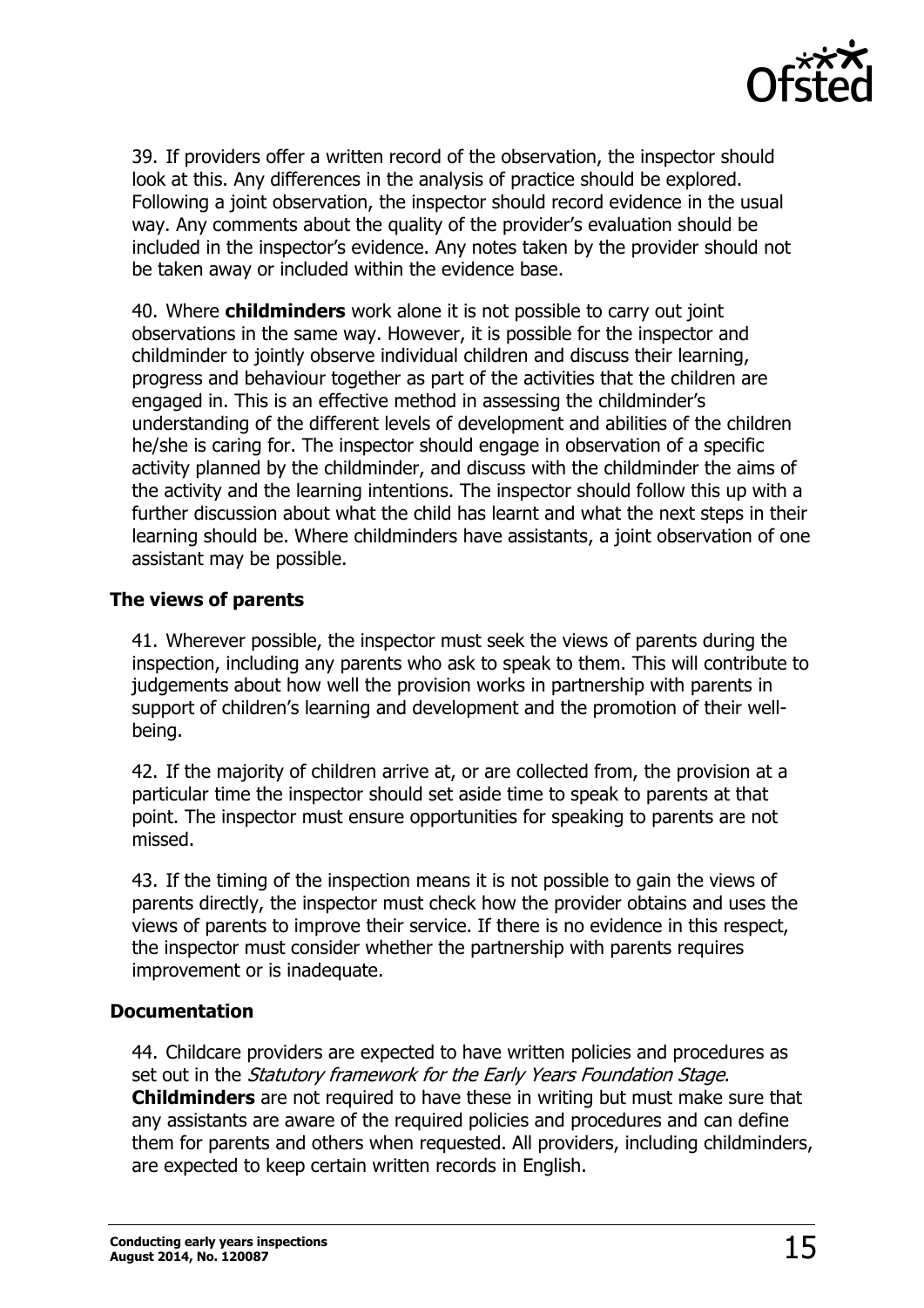39. If providers offer a written record of the observation, the inspector should look at this. Any differences in the analysis of practice should be explored. Following a joint observation, the inspector should record evidence in the usual way. Any comments about the quality of the provider's evaluation should be included in the inspector's evidence. Any notes taken by the provider should not be taken away or included within the evidence base.

40. Where **childminders** work alone it is not possible to carry out joint observations in the same way. However, it is possible for the inspector and childminder to jointly observe individual children and discuss their learning, progress and behaviour together as part of the activities that the children are engaged in. This is an effective method in assessing the childminder's understanding of the different levels of development and abilities of the children he/she is caring for. The inspector should engage in observation of a specific activity planned by the childminder, and discuss with the childminder the aims of the activity and the learning intentions. The inspector should follow this up with a further discussion about what the child has learnt and what the next steps in their learning should be. Where childminders have assistants, a joint observation of one assistant may be possible.

### The views of parents

41. Wherever possible, the inspector must seek the views of parents during the inspection, including any parents who ask to speak to them. This will contribute to judgements about how well the provision works in partnership with parents in support of children's learning and development and the promotion of their well-being.

42. If the majority of children arrive at, or are collected from, the provision at a particular time the inspector should set aside time to speak to parents at that point. The inspector must ensure opportunities for speaking to parents are not missed.

43. If the timing of the inspection means it is not possible to gain the views of parents directly, the inspector must check how the provider obtains and uses the views of parents to improve their service. If there is no evidence in this respect, the inspector must consider whether the partnership with parents requires improvement or is inadequate.

### Documentation

44. Childcare providers are expected to have written policies and procedures as set out in the *Statutory framework for the Early Years Foundation Stage*. **Childminders** are not required to have these in writing but must make sure that any assistants are aware of the required policies and procedures and can define them for parents and others when requested. All providers, including childminders, are expected to keep certain written records in English.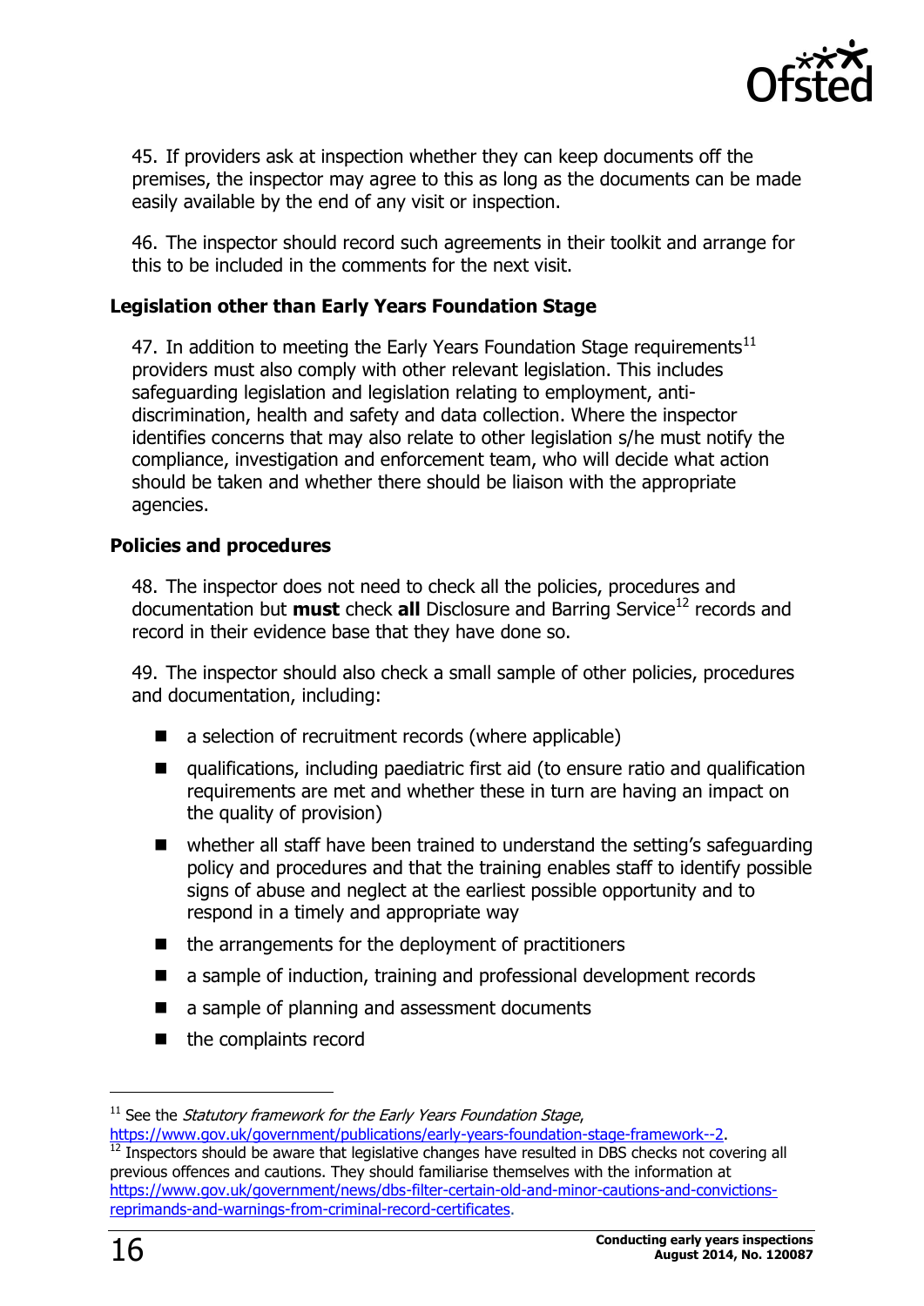45. If providers ask at inspection whether they can keep documents off the premises, the inspector may agree to this as long as the documents can be made easily available by the end of any visit or inspection.

46. The inspector should record such agreements in their toolkit and arrange for this to be included in the comments for the next visit.

### Legislation other than Early Years Foundation Stage

47. In addition to meeting the Early Years Foundation Stage requirements[11] providers must also comply with other relevant legislation. This includes safeguarding legislation and legislation relating to employment, anti-discrimination, health and safety and data collection. Where the inspector identifies concerns that may also relate to other legislation s/he must notify the compliance, investigation and enforcement team, who will decide what action should be taken and whether there should be liaison with the appropriate agencies.

### Policies and procedures

48. The inspector does not need to check all the policies, procedures and documentation but **must** check **all** Disclosure and Barring Service[12] records and record in their evidence base that they have done so.

49. The inspector should also check a small sample of other policies, procedures and documentation, including:

- a selection of recruitment records (where applicable)
- qualifications, including paediatric first aid (to ensure ratio and qualification requirements are met and whether these in turn are having an impact on the quality of provision)
- whether all staff have been trained to understand the setting's safeguarding policy and procedures and that the training enables staff to identify possible signs of abuse and neglect at the earliest possible opportunity and to respond in a timely and appropriate way
- the arrangements for the deployment of practitioners
- a sample of induction, training and professional development records
- a sample of planning and assessment documents
- the complaints record

---

[11] See the *Statutory framework for the Early Years Foundation Stage*, https://www.gov.uk/government/publications/early-years-foundation-stage-framework--2.

[12] Inspectors should be aware that legislative changes have resulted in DBS checks not covering all previous offences and cautions. They should familiarise themselves with the information at https://www.gov.uk/government/news/dbs-filter-certain-old-and-minor-cautions-and-convictions-reprimands-and-warnings-from-criminal-record-certificates.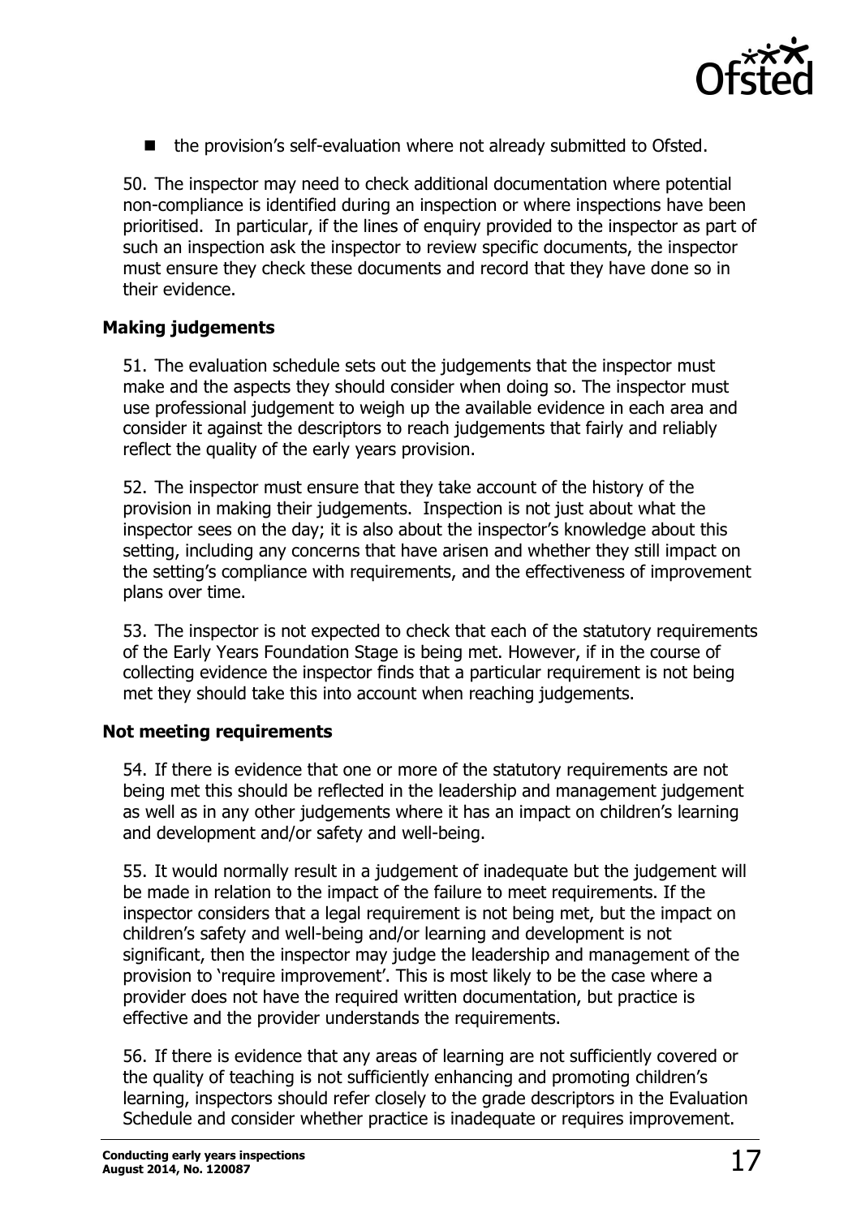- the provision's self-evaluation where not already submitted to Ofsted.

50. The inspector may need to check additional documentation where potential non-compliance is identified during an inspection or where inspections have been prioritised. In particular, if the lines of enquiry provided to the inspector as part of such an inspection ask the inspector to review specific documents, the inspector must ensure they check these documents and record that they have done so in their evidence.

### Making judgements

51. The evaluation schedule sets out the judgements that the inspector must make and the aspects they should consider when doing so. The inspector must use professional judgement to weigh up the available evidence in each area and consider it against the descriptors to reach judgements that fairly and reliably reflect the quality of the early years provision.

52. The inspector must ensure that they take account of the history of the provision in making their judgements. Inspection is not just about what the inspector sees on the day; it is also about the inspector's knowledge about this setting, including any concerns that have arisen and whether they still impact on the setting's compliance with requirements, and the effectiveness of improvement plans over time.

53. The inspector is not expected to check that each of the statutory requirements of the Early Years Foundation Stage is being met. However, if in the course of collecting evidence the inspector finds that a particular requirement is not being met they should take this into account when reaching judgements.

### Not meeting requirements

54. If there is evidence that one or more of the statutory requirements are not being met this should be reflected in the leadership and management judgement as well as in any other judgements where it has an impact on children's learning and development and/or safety and well-being.

55. It would normally result in a judgement of inadequate but the judgement will be made in relation to the impact of the failure to meet requirements. If the inspector considers that a legal requirement is not being met, but the impact on children's safety and well-being and/or learning and development is not significant, then the inspector may judge the leadership and management of the provision to 'require improvement'. This is most likely to be the case where a provider does not have the required written documentation, but practice is effective and the provider understands the requirements.

56. If there is evidence that any areas of learning are not sufficiently covered or the quality of teaching is not sufficiently enhancing and promoting children's learning, inspectors should refer closely to the grade descriptors in the Evaluation Schedule and consider whether practice is inadequate or requires improvement.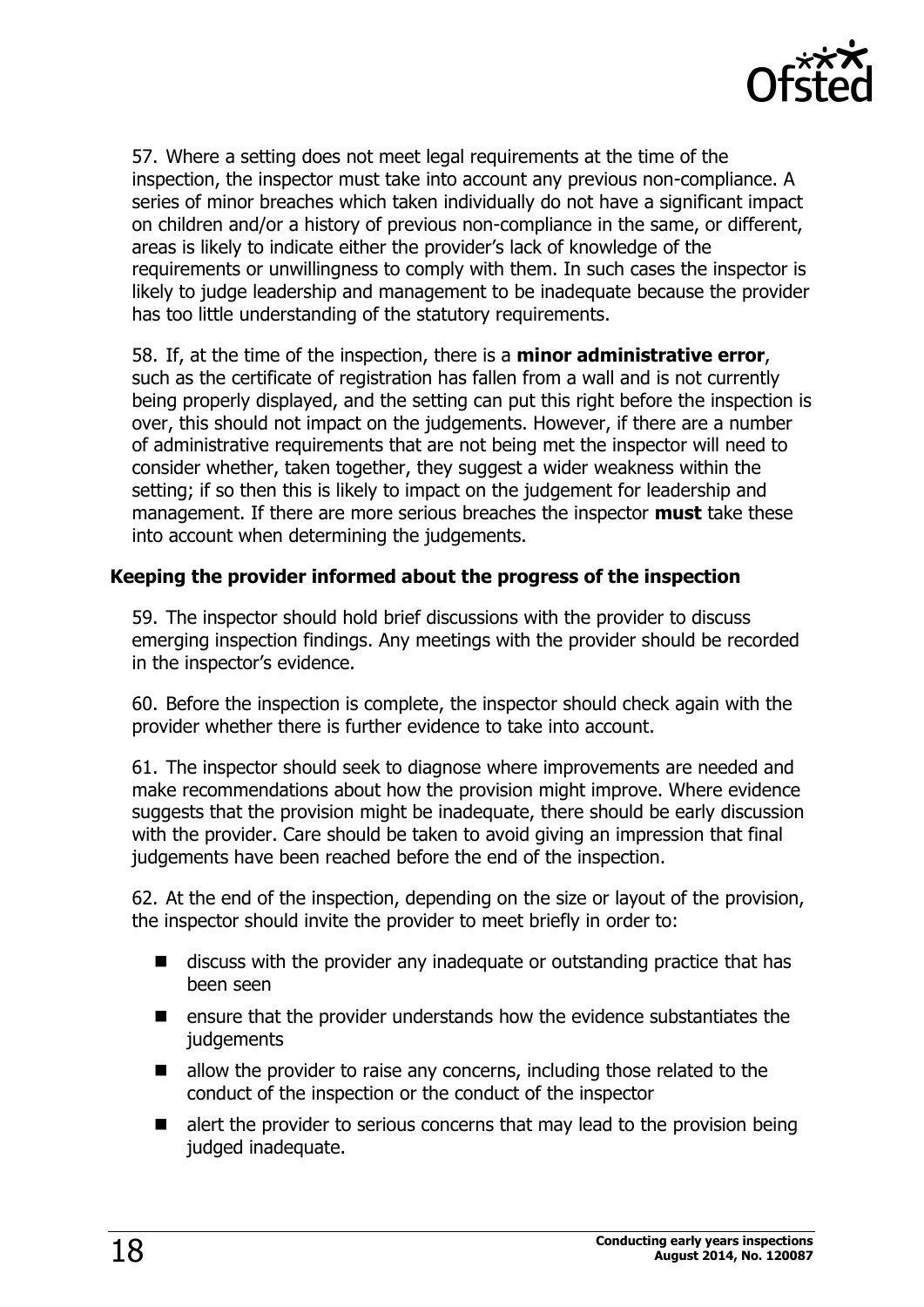57. Where a setting does not meet legal requirements at the time of the inspection, the inspector must take into account any previous non-compliance. A series of minor breaches which taken individually do not have a significant impact on children and/or a history of previous non-compliance in the same, or different, areas is likely to indicate either the provider's lack of knowledge of the requirements or unwillingness to comply with them. In such cases the inspector is likely to judge leadership and management to be inadequate because the provider has too little understanding of the statutory requirements.

58. If, at the time of the inspection, there is a **minor administrative error**, such as the certificate of registration has fallen from a wall and is not currently being properly displayed, and the setting can put this right before the inspection is over, this should not impact on the judgements. However, if there are a number of administrative requirements that are not being met the inspector will need to consider whether, taken together, they suggest a wider weakness within the setting; if so then this is likely to impact on the judgement for leadership and management. If there are more serious breaches the inspector **must** take these into account when determining the judgements.

### Keeping the provider informed about the progress of the inspection

59. The inspector should hold brief discussions with the provider to discuss emerging inspection findings. Any meetings with the provider should be recorded in the inspector's evidence.

60. Before the inspection is complete, the inspector should check again with the provider whether there is further evidence to take into account.

61. The inspector should seek to diagnose where improvements are needed and make recommendations about how the provision might improve. Where evidence suggests that the provision might be inadequate, there should be early discussion with the provider. Care should be taken to avoid giving an impression that final judgements have been reached before the end of the inspection.

62. At the end of the inspection, depending on the size or layout of the provision, the inspector should invite the provider to meet briefly in order to:

- discuss with the provider any inadequate or outstanding practice that has been seen
- ensure that the provider understands how the evidence substantiates the judgements
- allow the provider to raise any concerns, including those related to the conduct of the inspection or the conduct of the inspector
- alert the provider to serious concerns that may lead to the provision being judged inadequate.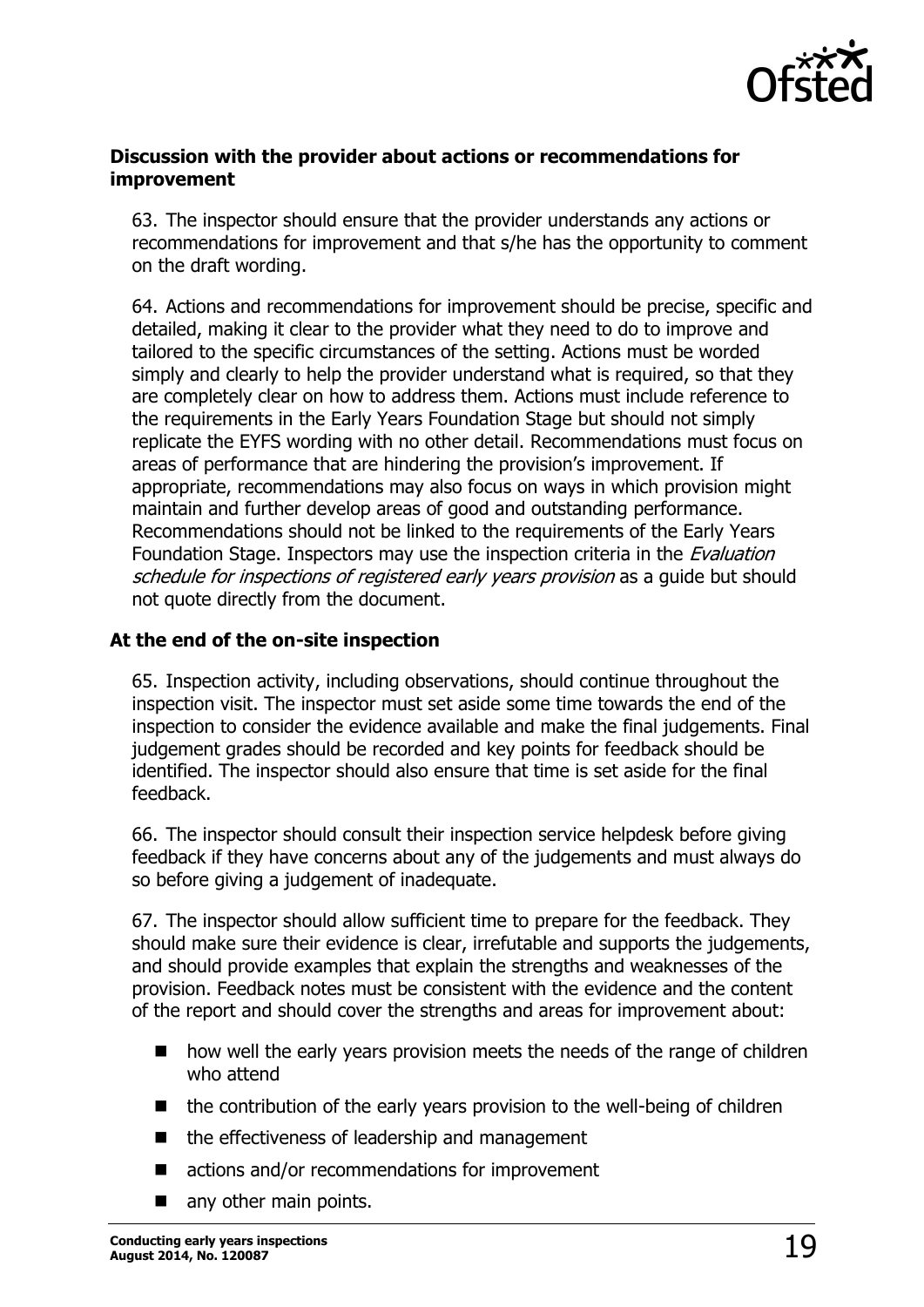### Discussion with the provider about actions or recommendations for improvement

63. The inspector should ensure that the provider understands any actions or recommendations for improvement and that s/he has the opportunity to comment on the draft wording.

64. Actions and recommendations for improvement should be precise, specific and detailed, making it clear to the provider what they need to do to improve and tailored to the specific circumstances of the setting. Actions must be worded simply and clearly to help the provider understand what is required, so that they are completely clear on how to address them. Actions must include reference to the requirements in the Early Years Foundation Stage but should not simply replicate the EYFS wording with no other detail. Recommendations must focus on areas of performance that are hindering the provision's improvement. If appropriate, recommendations may also focus on ways in which provision might maintain and further develop areas of good and outstanding performance. Recommendations should not be linked to the requirements of the Early Years Foundation Stage. Inspectors may use the inspection criteria in the *Evaluation schedule for inspections of registered early years provision* as a guide but should not quote directly from the document.

### At the end of the on-site inspection

65. Inspection activity, including observations, should continue throughout the inspection visit. The inspector must set aside some time towards the end of the inspection to consider the evidence available and make the final judgements. Final judgement grades should be recorded and key points for feedback should be identified. The inspector should also ensure that time is set aside for the final feedback.

66. The inspector should consult their inspection service helpdesk before giving feedback if they have concerns about any of the judgements and must always do so before giving a judgement of inadequate.

67. The inspector should allow sufficient time to prepare for the feedback. They should make sure their evidence is clear, irrefutable and supports the judgements, and should provide examples that explain the strengths and weaknesses of the provision. Feedback notes must be consistent with the evidence and the content of the report and should cover the strengths and areas for improvement about:

- how well the early years provision meets the needs of the range of children who attend
- the contribution of the early years provision to the well-being of children
- the effectiveness of leadership and management
- actions and/or recommendations for improvement
- any other main points.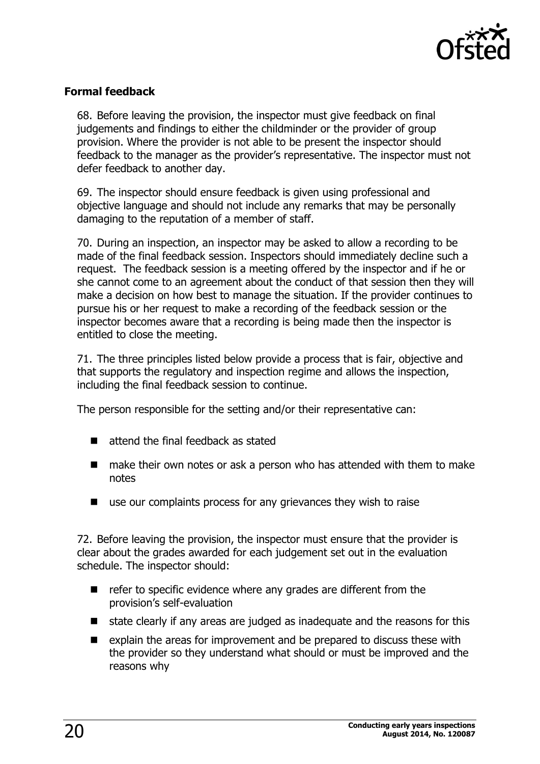### Formal feedback

68. Before leaving the provision, the inspector must give feedback on final judgements and findings to either the childminder or the provider of group provision. Where the provider is not able to be present the inspector should feedback to the manager as the provider's representative. The inspector must not defer feedback to another day.

69. The inspector should ensure feedback is given using professional and objective language and should not include any remarks that may be personally damaging to the reputation of a member of staff.

70. During an inspection, an inspector may be asked to allow a recording to be made of the final feedback session. Inspectors should immediately decline such a request. The feedback session is a meeting offered by the inspector and if he or she cannot come to an agreement about the conduct of that session then they will make a decision on how best to manage the situation. If the provider continues to pursue his or her request to make a recording of the feedback session or the inspector becomes aware that a recording is being made then the inspector is entitled to close the meeting.

71. The three principles listed below provide a process that is fair, objective and that supports the regulatory and inspection regime and allows the inspection, including the final feedback session to continue.

The person responsible for the setting and/or their representative can:

- attend the final feedback as stated
- make their own notes or ask a person who has attended with them to make notes
- use our complaints process for any grievances they wish to raise

72. Before leaving the provision, the inspector must ensure that the provider is clear about the grades awarded for each judgement set out in the evaluation schedule. The inspector should:

- refer to specific evidence where any grades are different from the provision's self-evaluation
- state clearly if any areas are judged as inadequate and the reasons for this
- explain the areas for improvement and be prepared to discuss these with the provider so they understand what should or must be improved and the reasons why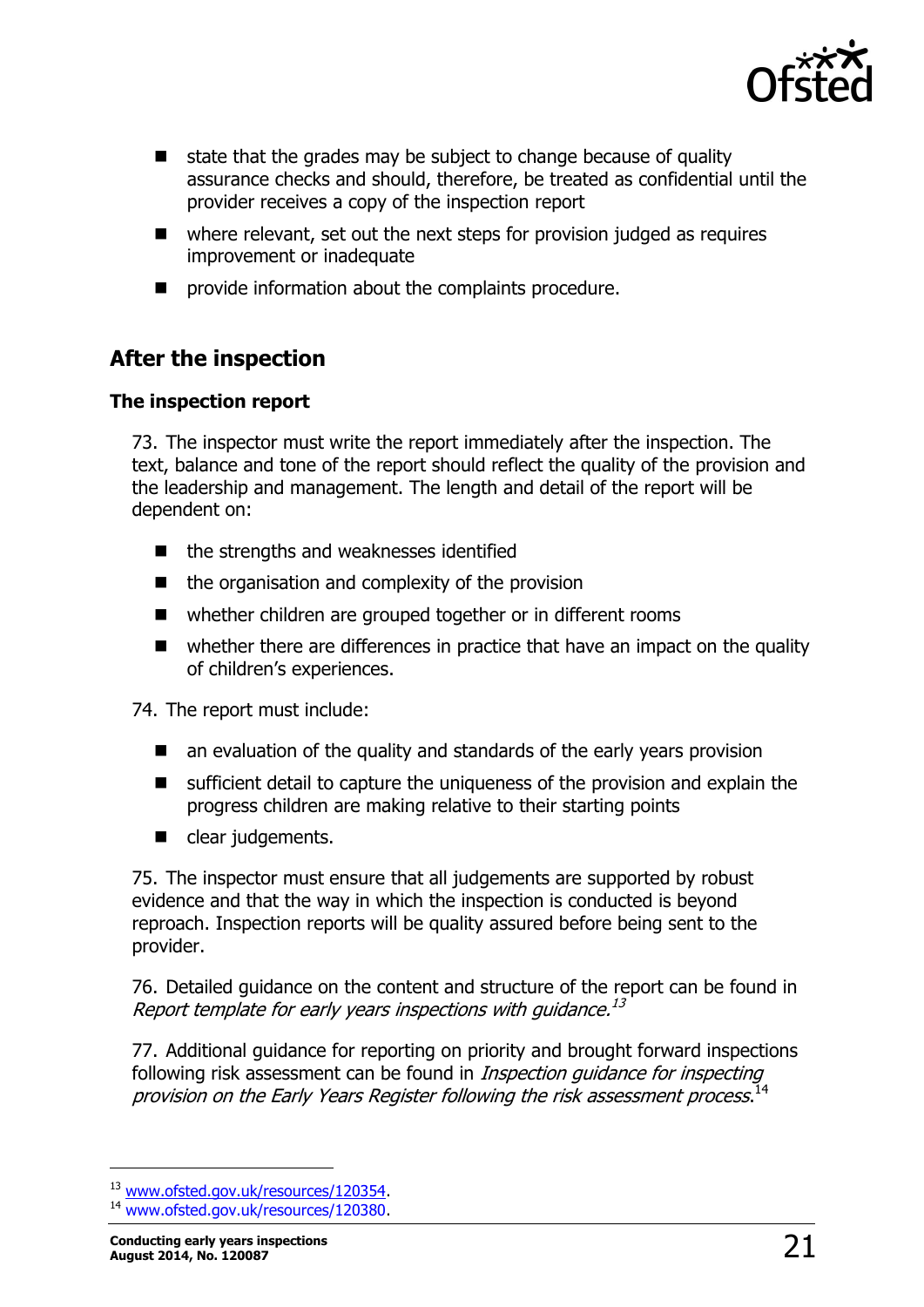- state that the grades may be subject to change because of quality assurance checks and should, therefore, be treated as confidential until the provider receives a copy of the inspection report
- where relevant, set out the next steps for provision judged as requires improvement or inadequate
- provide information about the complaints procedure.

## After the inspection

### The inspection report

73. The inspector must write the report immediately after the inspection. The text, balance and tone of the report should reflect the quality of the provision and the leadership and management. The length and detail of the report will be dependent on:

- the strengths and weaknesses identified
- the organisation and complexity of the provision
- whether children are grouped together or in different rooms
- whether there are differences in practice that have an impact on the quality of children's experiences.

74. The report must include:

- an evaluation of the quality and standards of the early years provision
- sufficient detail to capture the uniqueness of the provision and explain the progress children are making relative to their starting points
- clear judgements.

75. The inspector must ensure that all judgements are supported by robust evidence and that the way in which the inspection is conducted is beyond reproach. Inspection reports will be quality assured before being sent to the provider.

76. Detailed guidance on the content and structure of the report can be found in *Report template for early years inspections with guidance.*[13]

77. Additional guidance for reporting on priority and brought forward inspections following risk assessment can be found in *Inspection guidance for inspecting provision on the Early Years Register following the risk assessment process*.[14]

---

[13] www.ofsted.gov.uk/resources/120354.

[14] www.ofsted.gov.uk/resources/120380.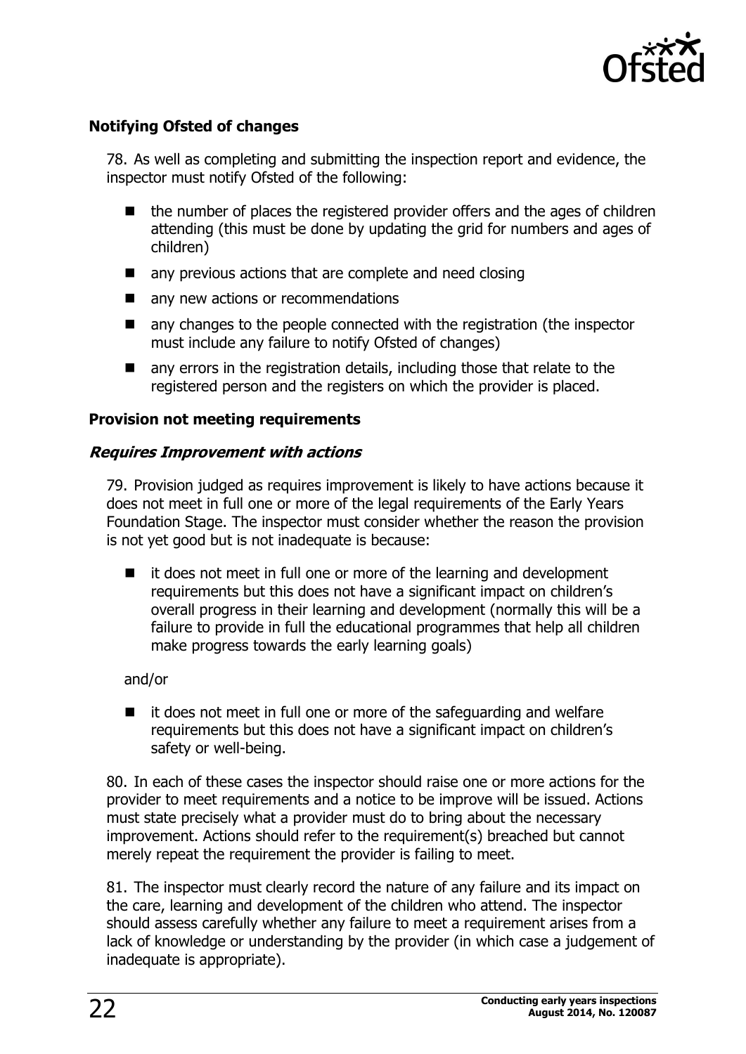### Notifying Ofsted of changes

78. As well as completing and submitting the inspection report and evidence, the inspector must notify Ofsted of the following:

- the number of places the registered provider offers and the ages of children attending (this must be done by updating the grid for numbers and ages of children)
- any previous actions that are complete and need closing
- any new actions or recommendations
- any changes to the people connected with the registration (the inspector must include any failure to notify Ofsted of changes)
- any errors in the registration details, including those that relate to the registered person and the registers on which the provider is placed.

### Provision not meeting requirements

#### *Requires Improvement with actions*

79. Provision judged as requires improvement is likely to have actions because it does not meet in full one or more of the legal requirements of the Early Years Foundation Stage. The inspector must consider whether the reason the provision is not yet good but is not inadequate is because:

- it does not meet in full one or more of the learning and development requirements but this does not have a significant impact on children's overall progress in their learning and development (normally this will be a failure to provide in full the educational programmes that help all children make progress towards the early learning goals)

and/or

- it does not meet in full one or more of the safeguarding and welfare requirements but this does not have a significant impact on children's safety or well-being.

80. In each of these cases the inspector should raise one or more actions for the provider to meet requirements and a notice to be improve will be issued. Actions must state precisely what a provider must do to bring about the necessary improvement. Actions should refer to the requirement(s) breached but cannot merely repeat the requirement the provider is failing to meet.

81. The inspector must clearly record the nature of any failure and its impact on the care, learning and development of the children who attend. The inspector should assess carefully whether any failure to meet a requirement arises from a lack of knowledge or understanding by the provider (in which case a judgement of inadequate is appropriate).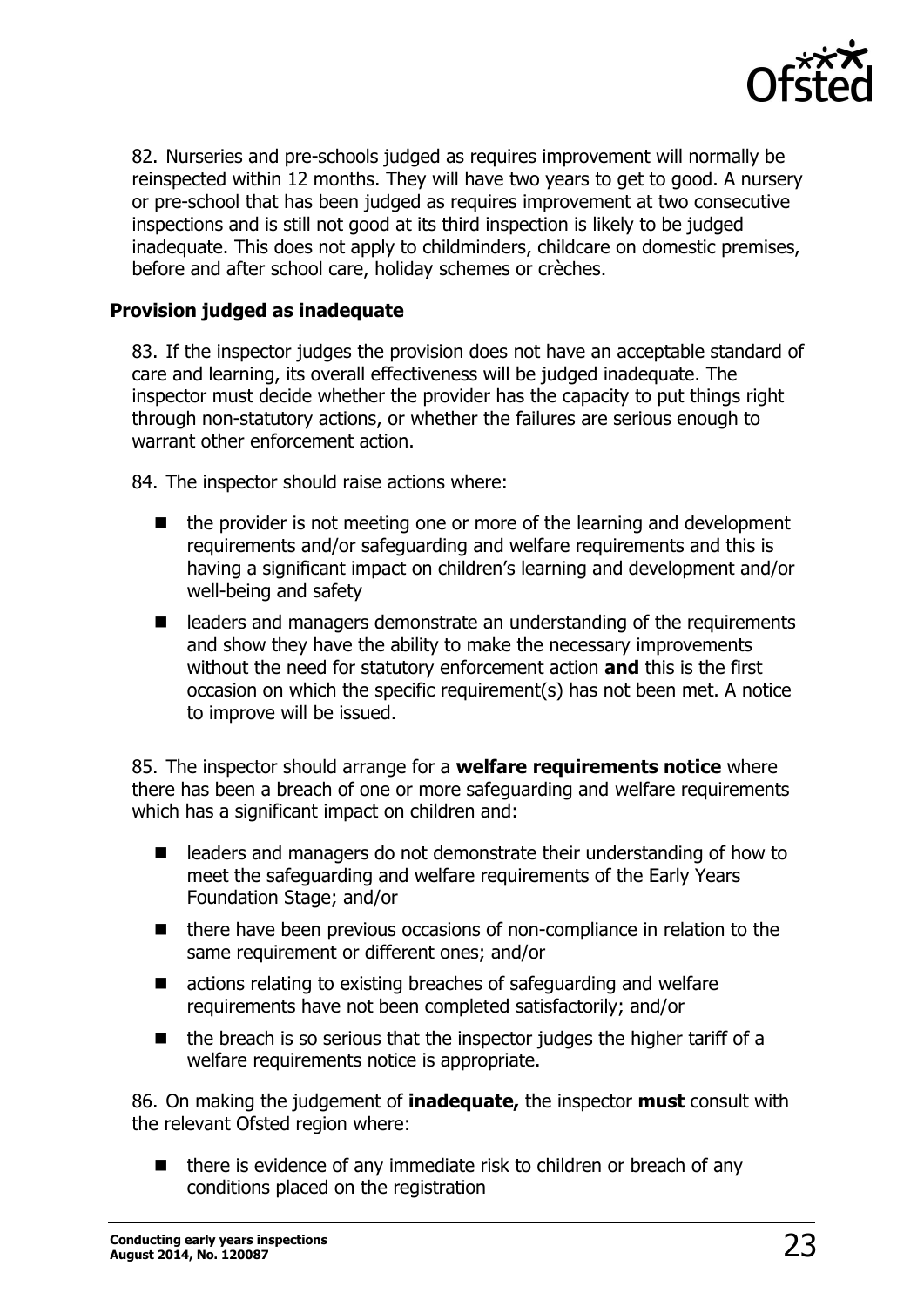82. Nurseries and pre-schools judged as requires improvement will normally be reinspected within 12 months. They will have two years to get to good. A nursery or pre-school that has been judged as requires improvement at two consecutive inspections and is still not good at its third inspection is likely to be judged inadequate. This does not apply to childminders, childcare on domestic premises, before and after school care, holiday schemes or crèches.

### Provision judged as inadequate

83. If the inspector judges the provision does not have an acceptable standard of care and learning, its overall effectiveness will be judged inadequate. The inspector must decide whether the provider has the capacity to put things right through non-statutory actions, or whether the failures are serious enough to warrant other enforcement action.

84. The inspector should raise actions where:

- the provider is not meeting one or more of the learning and development requirements and/or safeguarding and welfare requirements and this is having a significant impact on children's learning and development and/or well-being and safety
- leaders and managers demonstrate an understanding of the requirements and show they have the ability to make the necessary improvements without the need for statutory enforcement action **and** this is the first occasion on which the specific requirement(s) has not been met. A notice to improve will be issued.

85. The inspector should arrange for a **welfare requirements notice** where there has been a breach of one or more safeguarding and welfare requirements which has a significant impact on children and:

- leaders and managers do not demonstrate their understanding of how to meet the safeguarding and welfare requirements of the Early Years Foundation Stage; and/or
- there have been previous occasions of non-compliance in relation to the same requirement or different ones; and/or
- actions relating to existing breaches of safeguarding and welfare requirements have not been completed satisfactorily; and/or
- the breach is so serious that the inspector judges the higher tariff of a welfare requirements notice is appropriate.

86. On making the judgement of **inadequate,** the inspector **must** consult with the relevant Ofsted region where:

- there is evidence of any immediate risk to children or breach of any conditions placed on the registration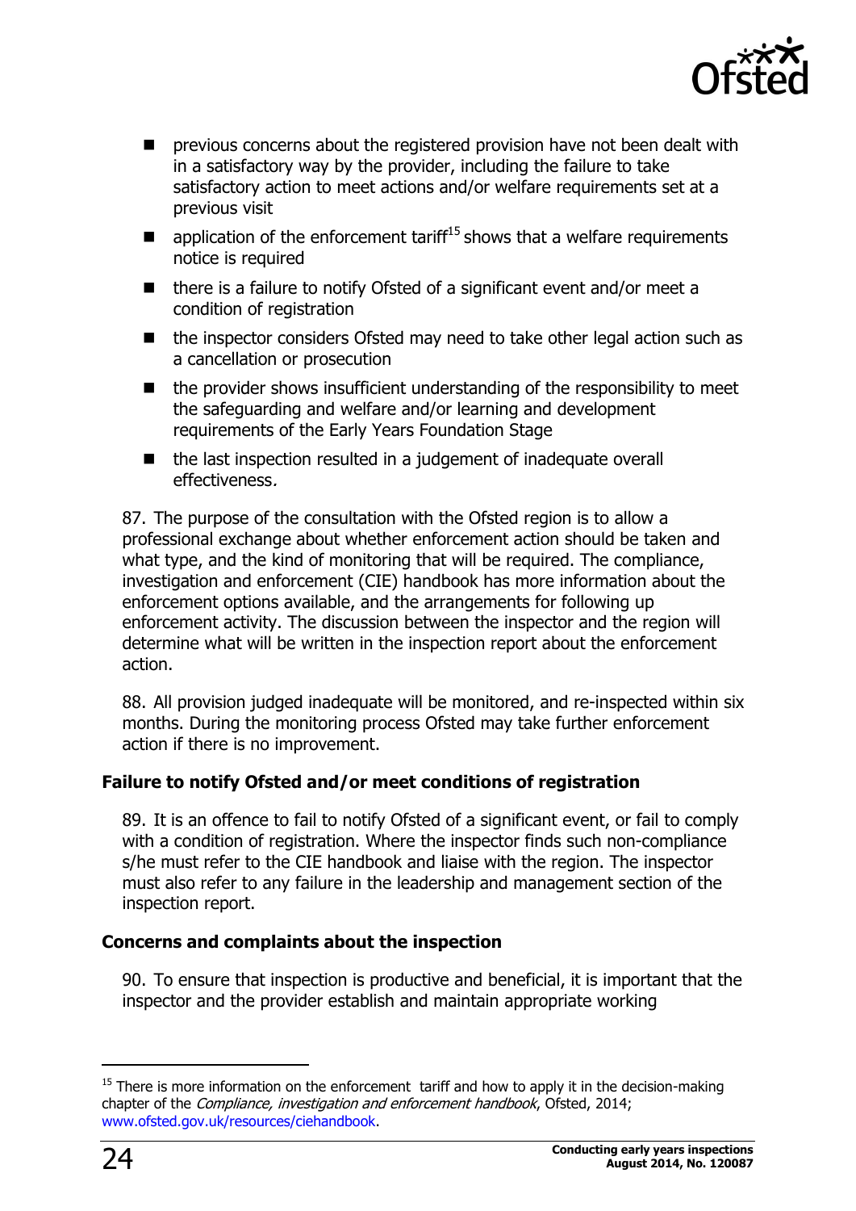- previous concerns about the registered provision have not been dealt with in a satisfactory way by the provider, including the failure to take satisfactory action to meet actions and/or welfare requirements set at a previous visit
- application of the enforcement tariff[15] shows that a welfare requirements notice is required
- there is a failure to notify Ofsted of a significant event and/or meet a condition of registration
- the inspector considers Ofsted may need to take other legal action such as a cancellation or prosecution
- the provider shows insufficient understanding of the responsibility to meet the safeguarding and welfare and/or learning and development requirements of the Early Years Foundation Stage
- the last inspection resulted in a judgement of inadequate overall effectiveness.

87. The purpose of the consultation with the Ofsted region is to allow a professional exchange about whether enforcement action should be taken and what type, and the kind of monitoring that will be required. The compliance, investigation and enforcement (CIE) handbook has more information about the enforcement options available, and the arrangements for following up enforcement activity. The discussion between the inspector and the region will determine what will be written in the inspection report about the enforcement action.

88. All provision judged inadequate will be monitored, and re-inspected within six months. During the monitoring process Ofsted may take further enforcement action if there is no improvement.

### Failure to notify Ofsted and/or meet conditions of registration

89. It is an offence to fail to notify Ofsted of a significant event, or fail to comply with a condition of registration. Where the inspector finds such non-compliance s/he must refer to the CIE handbook and liaise with the region. The inspector must also refer to any failure in the leadership and management section of the inspection report.

### Concerns and complaints about the inspection

90. To ensure that inspection is productive and beneficial, it is important that the inspector and the provider establish and maintain appropriate working

[15] There is more information on the enforcement tariff and how to apply it in the decision-making chapter of the *Compliance, investigation and enforcement handbook*, Ofsted, 2014; www.ofsted.gov.uk/resources/ciehandbook.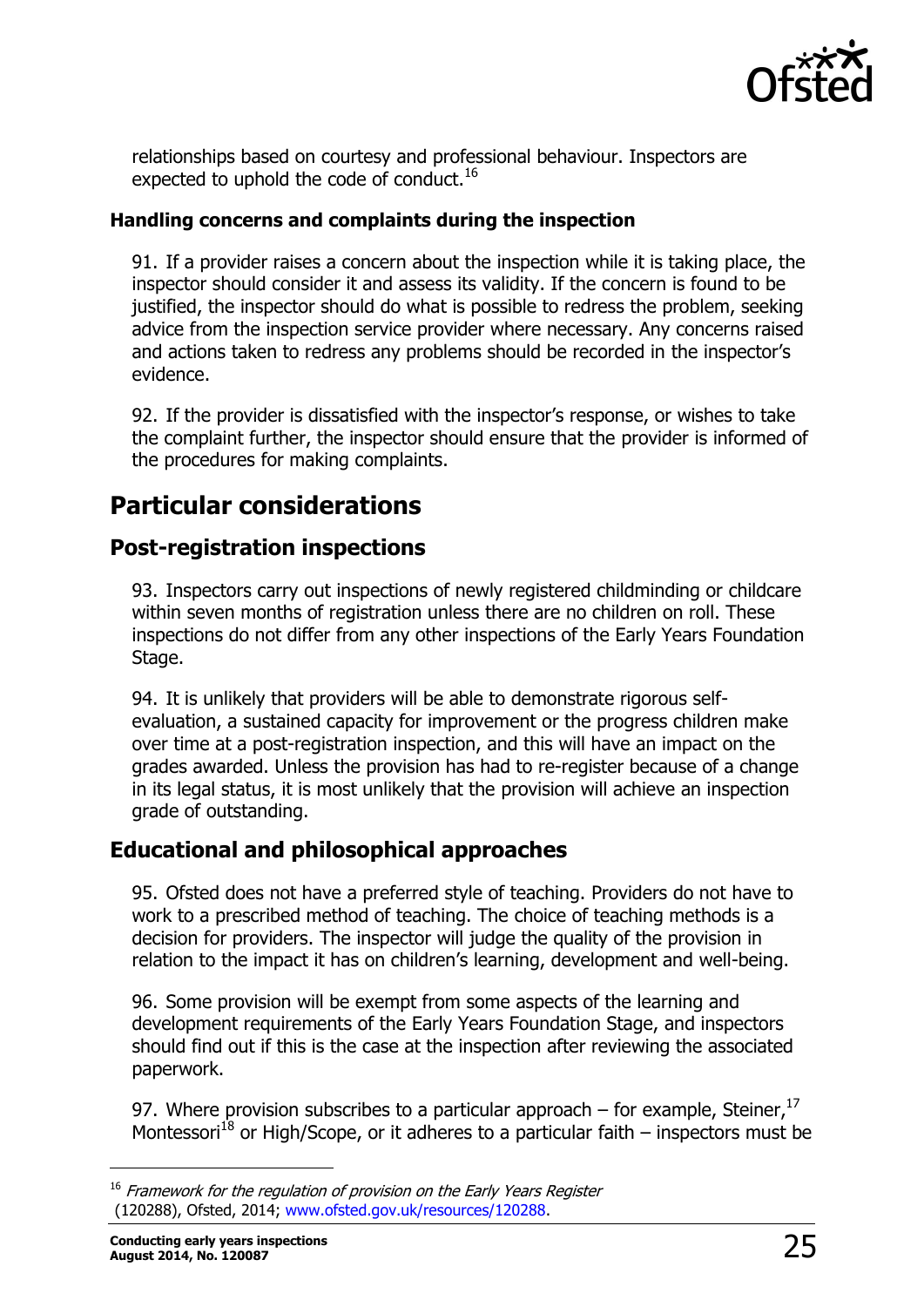relationships based on courtesy and professional behaviour. Inspectors are expected to uphold the code of conduct.[16]

### Handling concerns and complaints during the inspection

91. If a provider raises a concern about the inspection while it is taking place, the inspector should consider it and assess its validity. If the concern is found to be justified, the inspector should do what is possible to redress the problem, seeking advice from the inspection service provider where necessary. Any concerns raised and actions taken to redress any problems should be recorded in the inspector's evidence.

92. If the provider is dissatisfied with the inspector's response, or wishes to take the complaint further, the inspector should ensure that the provider is informed of the procedures for making complaints.

## Particular considerations

### Post-registration inspections

93. Inspectors carry out inspections of newly registered childminding or childcare within seven months of registration unless there are no children on roll. These inspections do not differ from any other inspections of the Early Years Foundation Stage.

94. It is unlikely that providers will be able to demonstrate rigorous self-evaluation, a sustained capacity for improvement or the progress children make over time at a post-registration inspection, and this will have an impact on the grades awarded. Unless the provision has had to re-register because of a change in its legal status, it is most unlikely that the provision will achieve an inspection grade of outstanding.

### Educational and philosophical approaches

95. Ofsted does not have a preferred style of teaching. Providers do not have to work to a prescribed method of teaching. The choice of teaching methods is a decision for providers. The inspector will judge the quality of the provision in relation to the impact it has on children's learning, development and well-being.

96. Some provision will be exempt from some aspects of the learning and development requirements of the Early Years Foundation Stage, and inspectors should find out if this is the case at the inspection after reviewing the associated paperwork.

97. Where provision subscribes to a particular approach – for example, Steiner,[17] Montessori[18] or High/Scope, or it adheres to a particular faith – inspectors must be

---

[16] *Framework for the regulation of provision on the Early Years Register* (120288), Ofsted, 2014; www.ofsted.gov.uk/resources/120288.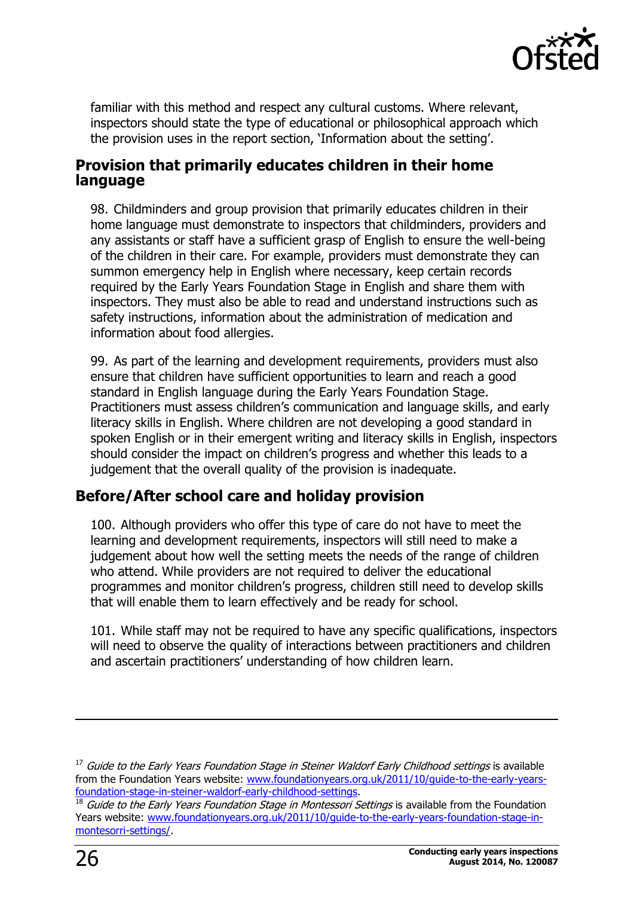familiar with this method and respect any cultural customs. Where relevant, inspectors should state the type of educational or philosophical approach which the provision uses in the report section, 'Information about the setting'.

## Provision that primarily educates children in their home language

98. Childminders and group provision that primarily educates children in their home language must demonstrate to inspectors that childminders, providers and any assistants or staff have a sufficient grasp of English to ensure the well-being of the children in their care. For example, providers must demonstrate they can summon emergency help in English where necessary, keep certain records required by the Early Years Foundation Stage in English and share them with inspectors. They must also be able to read and understand instructions such as safety instructions, information about the administration of medication and information about food allergies.

99. As part of the learning and development requirements, providers must also ensure that children have sufficient opportunities to learn and reach a good standard in English language during the Early Years Foundation Stage. Practitioners must assess children's communication and language skills, and early literacy skills in English. Where children are not developing a good standard in spoken English or in their emergent writing and literacy skills in English, inspectors should consider the impact on children's progress and whether this leads to a judgement that the overall quality of the provision is inadequate.

## Before/After school care and holiday provision

100. Although providers who offer this type of care do not have to meet the learning and development requirements, inspectors will still need to make a judgement about how well the setting meets the needs of the range of children who attend. While providers are not required to deliver the educational programmes and monitor children's progress, children still need to develop skills that will enable them to learn effectively and be ready for school.

101. While staff may not be required to have any specific qualifications, inspectors will need to observe the quality of interactions between practitioners and children and ascertain practitioners' understanding of how children learn.

---

[17] *Guide to the Early Years Foundation Stage in Steiner Waldorf Early Childhood settings* is available from the Foundation Years website: www.foundationyears.org.uk/2011/10/guide-to-the-early-years-foundation-stage-in-steiner-waldorf-early-childhood-settings.

[18] *Guide to the Early Years Foundation Stage in Montessori Settings* is available from the Foundation Years website: www.foundationyears.org.uk/2011/10/guide-to-the-early-years-foundation-stage-in-montesorri-settings/.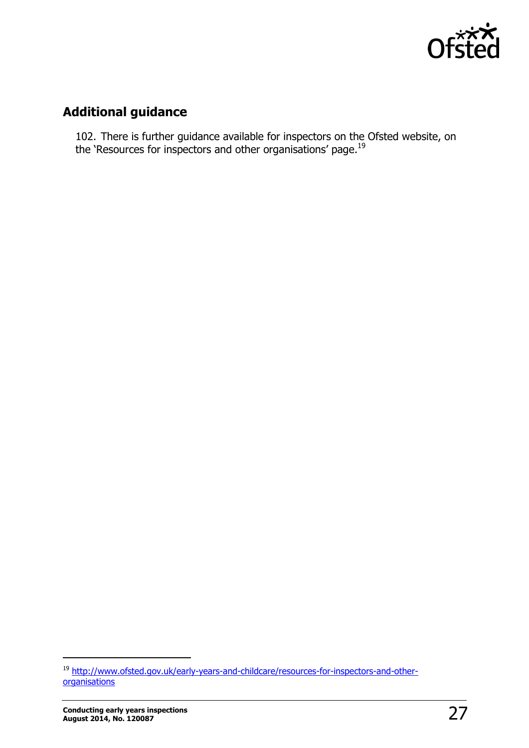## Additional guidance

102. There is further guidance available for inspectors on the Ofsted website, on the 'Resources for inspectors and other organisations' page.[19]

[19] http://www.ofsted.gov.uk/early-years-and-childcare/resources-for-inspectors-and-other-organisations